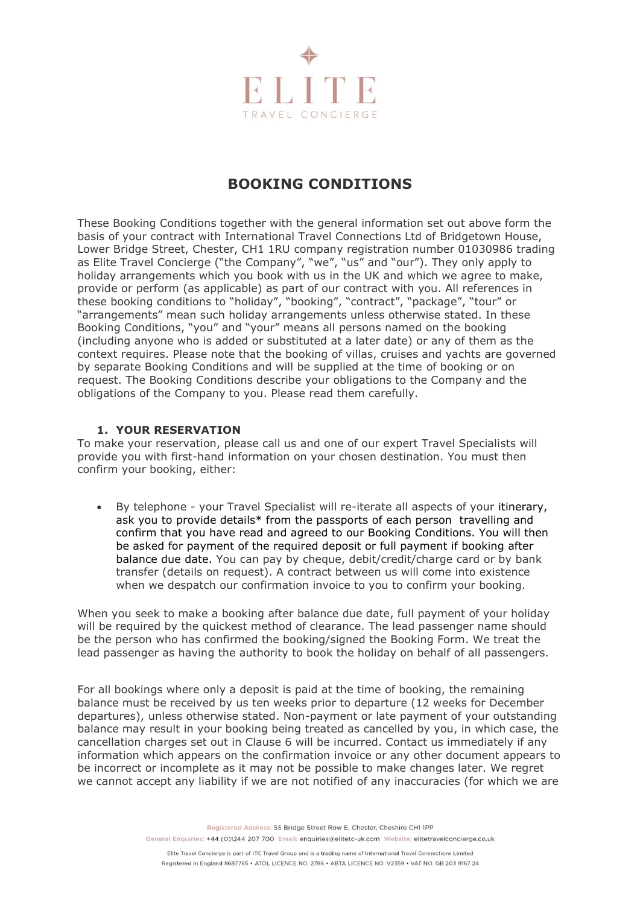ELITE

TRAVEL CONCIERGE

# BOOKING CONDITIONS

These Booking Conditions together with the general information set out above form the basis of your contract with International Travel Connections Ltd of Bridgetown House, Lower Bridge Street, Chester, CH1 1RU company registration number 01030986 trading as Elite Travel Concierge ("the Company", "we", "us" and "our"). They only apply to holiday arrangements which you book with us in the UK and which we agree to make, provide or perform (as applicable) as part of our contract with you. All references in these booking conditions to "holiday", "booking", "contract", "package", "tour" or "arrangements" mean such holiday arrangements unless otherwise stated. In these Booking Conditions, "you" and "your" means all persons named on the booking (including anyone who is added or substituted at a later date) or any of them as the context requires. Please note that the booking of villas, cruises and yachts are governed by separate Booking Conditions and will be supplied at the time of booking or on request. The Booking Conditions describe your obligations to the Company and the obligations of the Company to you. Please read them carefully.

## 1. YOUR RESERVATION

To make your reservation, please call us and one of our expert Travel Specialists will provide you with first-hand information on your chosen destination. You must then confirm your booking, either:

- By telephone - your Travel Specialist will re-iterate all aspects of your itinerary, ask you to provide details* from the passports of each person travelling and confirm that you have read and agreed to our Booking Conditions. You will then be asked for payment of the required deposit or full payment if booking after balance due date. You can pay by cheque, debit/credit/charge card or by bank transfer (details on request). A contract between us will come into existence when we despatch our confirmation invoice to you to confirm your booking.

When you seek to make a booking after balance due date, full payment of your holiday will be required by the quickest method of clearance. The lead passenger name should be the person who has confirmed the booking/signed the Booking Form. We treat the lead passenger as having the authority to book the holiday on behalf of all passengers.

For all bookings where only a deposit is paid at the time of booking, the remaining balance must be received by us ten weeks prior to departure (12 weeks for December departures), unless otherwise stated. Non-payment or late payment of your outstanding balance may result in your booking being treated as cancelled by you, in which case, the cancellation charges set out in Clause 6 will be incurred. Contact us immediately if any information which appears on the confirmation invoice or any other document appears to be incorrect or incomplete as it may not be possible to make changes later. We regret we cannot accept any liability if we are not notified of any inaccuracies (for which we are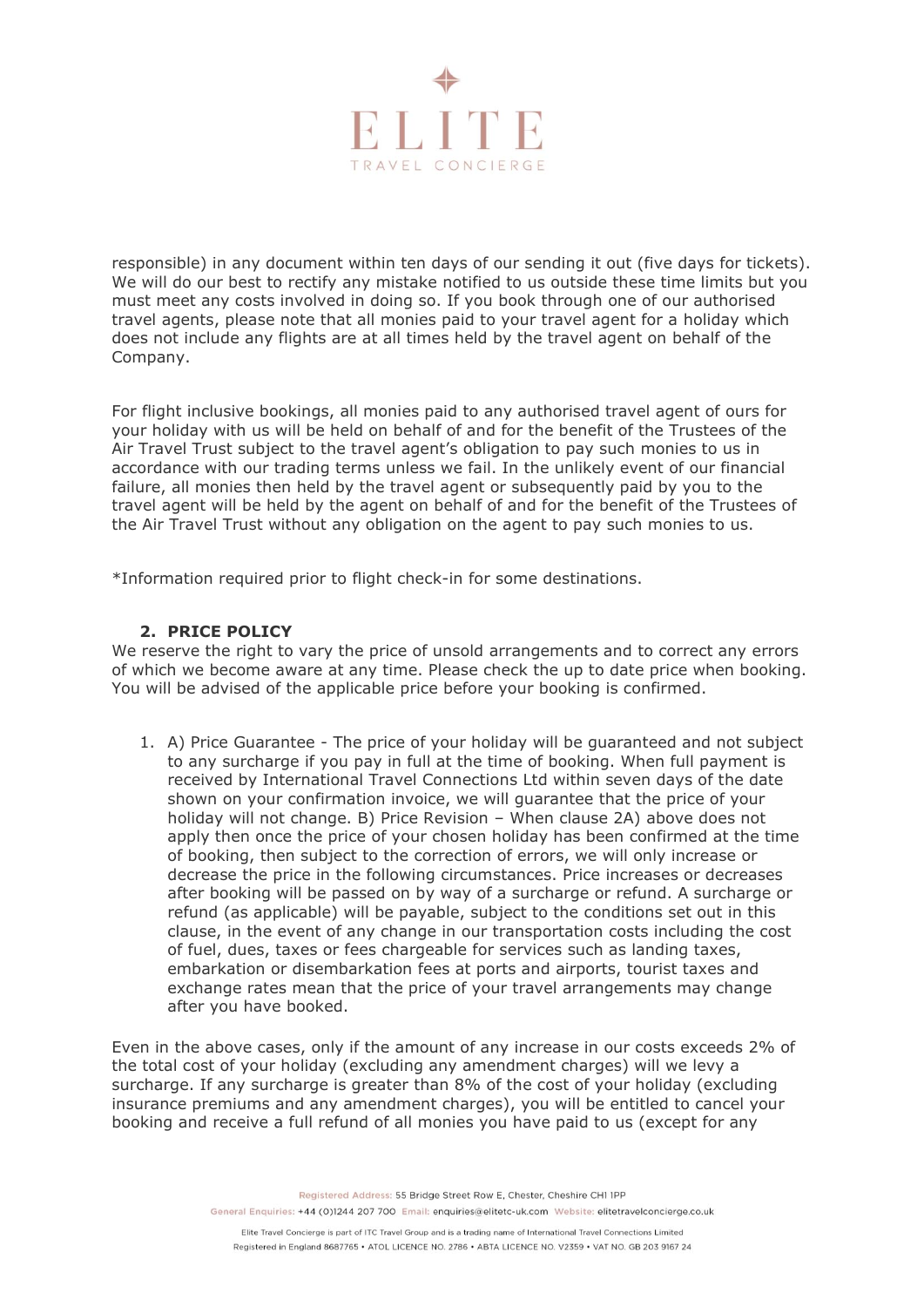responsible) in any document within ten days of our sending it out (five days for tickets). We will do our best to rectify any mistake notified to us outside these time limits but you must meet any costs involved in doing so. If you book through one of our authorised travel agents, please note that all monies paid to your travel agent for a holiday which does not include any flights are at all times held by the travel agent on behalf of the Company.

For flight inclusive bookings, all monies paid to any authorised travel agent of ours for your holiday with us will be held on behalf of and for the benefit of the Trustees of the Air Travel Trust subject to the travel agent's obligation to pay such monies to us in accordance with our trading terms unless we fail. In the unlikely event of our financial failure, all monies then held by the travel agent or subsequently paid by you to the travel agent will be held by the agent on behalf of and for the benefit of the Trustees of the Air Travel Trust without any obligation on the agent to pay such monies to us.

*Information required prior to flight check-in for some destinations.

## 2. PRICE POLICY

We reserve the right to vary the price of unsold arrangements and to correct any errors of which we become aware at any time. Please check the up to date price when booking. You will be advised of the applicable price before your booking is confirmed.

1. A) Price Guarantee - The price of your holiday will be guaranteed and not subject to any surcharge if you pay in full at the time of booking. When full payment is received by International Travel Connections Ltd within seven days of the date shown on your confirmation invoice, we will guarantee that the price of your holiday will not change. B) Price Revision – When clause 2A) above does not apply then once the price of your chosen holiday has been confirmed at the time of booking, then subject to the correction of errors, we will only increase or decrease the price in the following circumstances. Price increases or decreases after booking will be passed on by way of a surcharge or refund. A surcharge or refund (as applicable) will be payable, subject to the conditions set out in this clause, in the event of any change in our transportation costs including the cost of fuel, dues, taxes or fees chargeable for services such as landing taxes, embarkation or disembarkation fees at ports and airports, tourist taxes and exchange rates mean that the price of your travel arrangements may change after you have booked.

Even in the above cases, only if the amount of any increase in our costs exceeds 2% of the total cost of your holiday (excluding any amendment charges) will we levy a surcharge. If any surcharge is greater than 8% of the cost of your holiday (excluding insurance premiums and any amendment charges), you will be entitled to cancel your booking and receive a full refund of all monies you have paid to us (except for any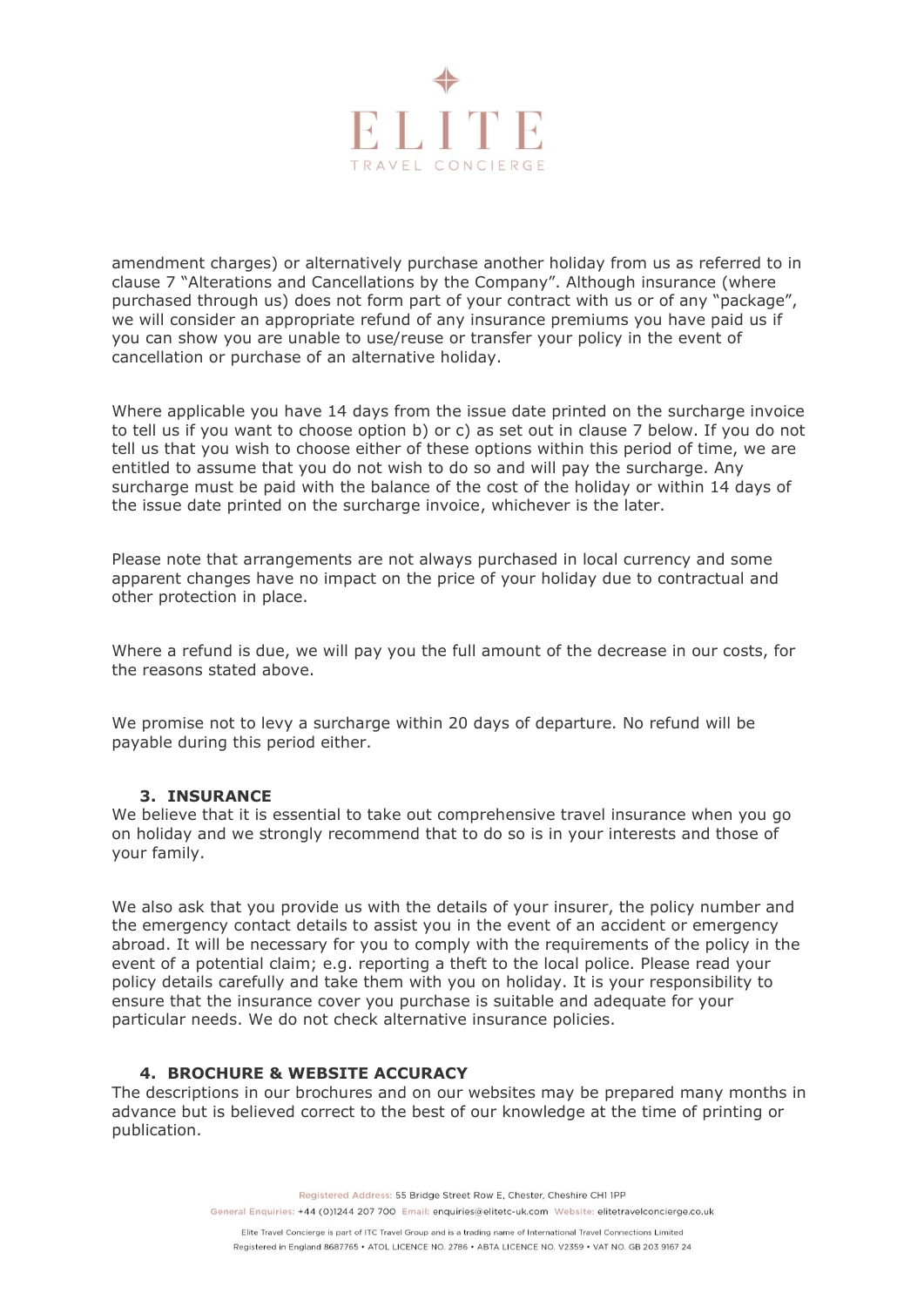amendment charges) or alternatively purchase another holiday from us as referred to in clause 7 "Alterations and Cancellations by the Company". Although insurance (where purchased through us) does not form part of your contract with us or of any "package", we will consider an appropriate refund of any insurance premiums you have paid us if you can show you are unable to use/reuse or transfer your policy in the event of cancellation or purchase of an alternative holiday.

Where applicable you have 14 days from the issue date printed on the surcharge invoice to tell us if you want to choose option b) or c) as set out in clause 7 below. If you do not tell us that you wish to choose either of these options within this period of time, we are entitled to assume that you do not wish to do so and will pay the surcharge. Any surcharge must be paid with the balance of the cost of the holiday or within 14 days of the issue date printed on the surcharge invoice, whichever is the later.

Please note that arrangements are not always purchased in local currency and some apparent changes have no impact on the price of your holiday due to contractual and other protection in place.

Where a refund is due, we will pay you the full amount of the decrease in our costs, for the reasons stated above.

We promise not to levy a surcharge within 20 days of departure. No refund will be payable during this period either.

## 3. INSURANCE

We believe that it is essential to take out comprehensive travel insurance when you go on holiday and we strongly recommend that to do so is in your interests and those of your family.

We also ask that you provide us with the details of your insurer, the policy number and the emergency contact details to assist you in the event of an accident or emergency abroad. It will be necessary for you to comply with the requirements of the policy in the event of a potential claim; e.g. reporting a theft to the local police. Please read your policy details carefully and take them with you on holiday. It is your responsibility to ensure that the insurance cover you purchase is suitable and adequate for your particular needs. We do not check alternative insurance policies.

## 4. BROCHURE & WEBSITE ACCURACY

The descriptions in our brochures and on our websites may be prepared many months in advance but is believed correct to the best of our knowledge at the time of printing or publication.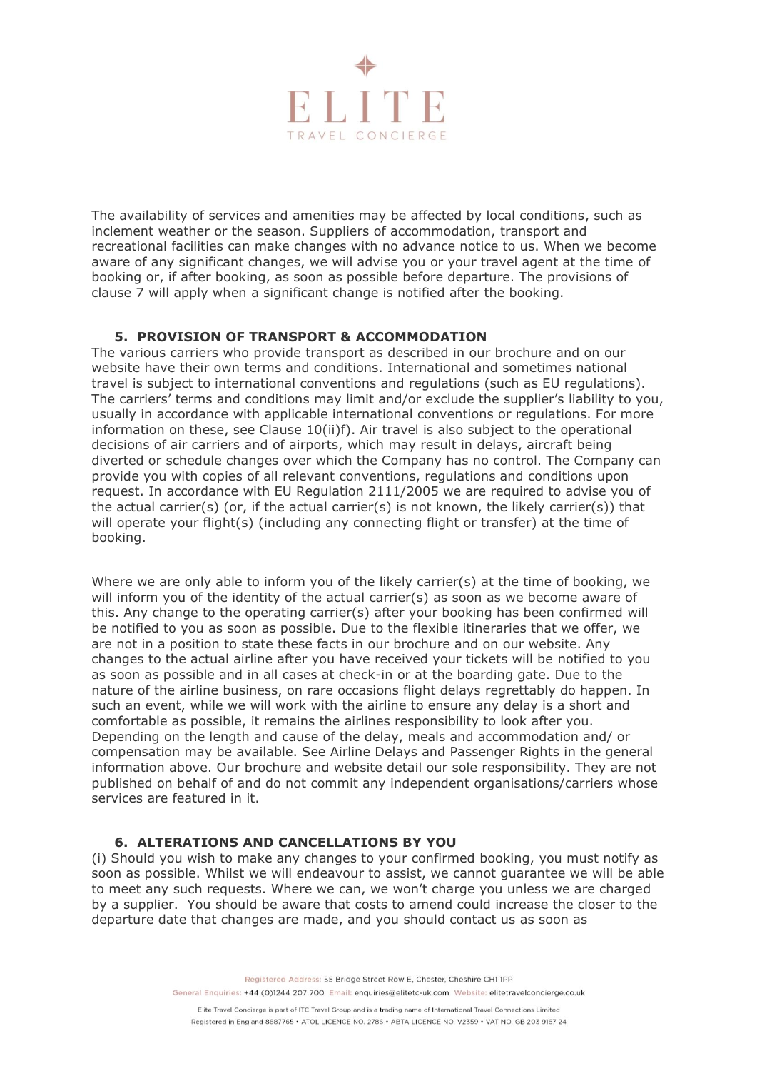The availability of services and amenities may be affected by local conditions, such as inclement weather or the season. Suppliers of accommodation, transport and recreational facilities can make changes with no advance notice to us. When we become aware of any significant changes, we will advise you or your travel agent at the time of booking or, if after booking, as soon as possible before departure. The provisions of clause 7 will apply when a significant change is notified after the booking.

### 5. PROVISION OF TRANSPORT & ACCOMMODATION

The various carriers who provide transport as described in our brochure and on our website have their own terms and conditions. International and sometimes national travel is subject to international conventions and regulations (such as EU regulations). The carriers' terms and conditions may limit and/or exclude the supplier's liability to you, usually in accordance with applicable international conventions or regulations. For more information on these, see Clause 10(ii)f). Air travel is also subject to the operational decisions of air carriers and of airports, which may result in delays, aircraft being diverted or schedule changes over which the Company has no control. The Company can provide you with copies of all relevant conventions, regulations and conditions upon request. In accordance with EU Regulation 2111/2005 we are required to advise you of the actual carrier(s) (or, if the actual carrier(s) is not known, the likely carrier(s)) that will operate your flight(s) (including any connecting flight or transfer) at the time of booking.

Where we are only able to inform you of the likely carrier(s) at the time of booking, we will inform you of the identity of the actual carrier(s) as soon as we become aware of this. Any change to the operating carrier(s) after your booking has been confirmed will be notified to you as soon as possible. Due to the flexible itineraries that we offer, we are not in a position to state these facts in our brochure and on our website. Any changes to the actual airline after you have received your tickets will be notified to you as soon as possible and in all cases at check-in or at the boarding gate. Due to the nature of the airline business, on rare occasions flight delays regrettably do happen. In such an event, while we will work with the airline to ensure any delay is a short and comfortable as possible, it remains the airlines responsibility to look after you. Depending on the length and cause of the delay, meals and accommodation and/ or compensation may be available. See Airline Delays and Passenger Rights in the general information above. Our brochure and website detail our sole responsibility. They are not published on behalf of and do not commit any independent organisations/carriers whose services are featured in it.

### 6. ALTERATIONS AND CANCELLATIONS BY YOU

(i) Should you wish to make any changes to your confirmed booking, you must notify as soon as possible. Whilst we will endeavour to assist, we cannot guarantee we will be able to meet any such requests. Where we can, we won't charge you unless we are charged by a supplier. You should be aware that costs to amend could increase the closer to the departure date that changes are made, and you should contact us as soon as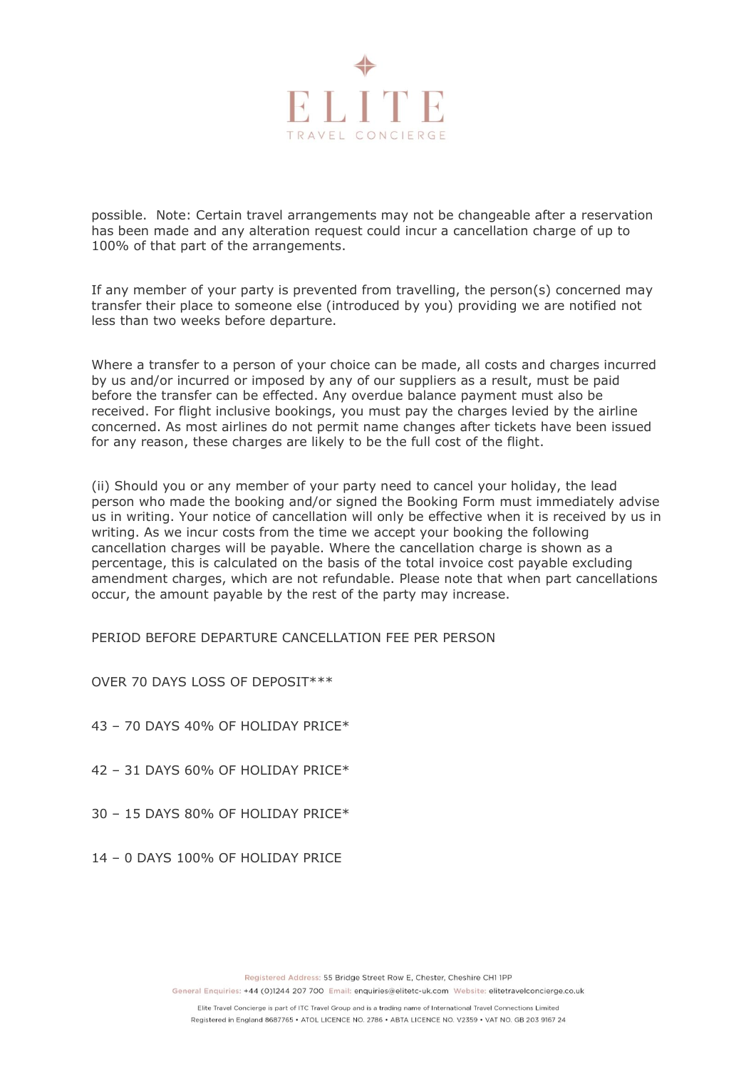possible. Note: Certain travel arrangements may not be changeable after a reservation has been made and any alteration request could incur a cancellation charge of up to 100% of that part of the arrangements.

If any member of your party is prevented from travelling, the person(s) concerned may transfer their place to someone else (introduced by you) providing we are notified not less than two weeks before departure.

Where a transfer to a person of your choice can be made, all costs and charges incurred by us and/or incurred or imposed by any of our suppliers as a result, must be paid before the transfer can be effected. Any overdue balance payment must also be received. For flight inclusive bookings, you must pay the charges levied by the airline concerned. As most airlines do not permit name changes after tickets have been issued for any reason, these charges are likely to be the full cost of the flight.

(ii) Should you or any member of your party need to cancel your holiday, the lead person who made the booking and/or signed the Booking Form must immediately advise us in writing. Your notice of cancellation will only be effective when it is received by us in writing. As we incur costs from the time we accept your booking the following cancellation charges will be payable. Where the cancellation charge is shown as a percentage, this is calculated on the basis of the total invoice cost payable excluding amendment charges, which are not refundable. Please note that when part cancellations occur, the amount payable by the rest of the party may increase.

PERIOD BEFORE DEPARTURE CANCELLATION FEE PER PERSON

OVER 70 DAYS LOSS OF DEPOSIT***

43 – 70 DAYS 40% OF HOLIDAY PRICE*

42 – 31 DAYS 60% OF HOLIDAY PRICE*

30 – 15 DAYS 80% OF HOLIDAY PRICE*

14 – 0 DAYS 100% OF HOLIDAY PRICE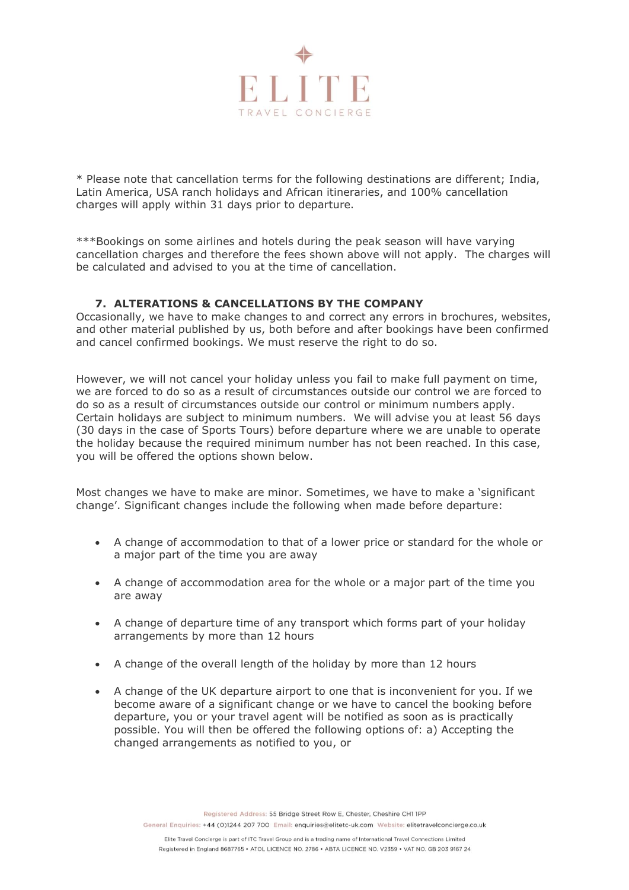* Please note that cancellation terms for the following destinations are different; India, Latin America, USA ranch holidays and African itineraries, and 100% cancellation charges will apply within 31 days prior to departure.

***Bookings on some airlines and hotels during the peak season will have varying cancellation charges and therefore the fees shown above will not apply. The charges will be calculated and advised to you at the time of cancellation.

### 7. ALTERATIONS & CANCELLATIONS BY THE COMPANY

Occasionally, we have to make changes to and correct any errors in brochures, websites, and other material published by us, both before and after bookings have been confirmed and cancel confirmed bookings. We must reserve the right to do so.

However, we will not cancel your holiday unless you fail to make full payment on time, we are forced to do so as a result of circumstances outside our control we are forced to do so as a result of circumstances outside our control or minimum numbers apply. Certain holidays are subject to minimum numbers. We will advise you at least 56 days (30 days in the case of Sports Tours) before departure where we are unable to operate the holiday because the required minimum number has not been reached. In this case, you will be offered the options shown below.

Most changes we have to make are minor. Sometimes, we have to make a 'significant change'. Significant changes include the following when made before departure:

- A change of accommodation to that of a lower price or standard for the whole or a major part of the time you are away
- A change of accommodation area for the whole or a major part of the time you are away
- A change of departure time of any transport which forms part of your holiday arrangements by more than 12 hours
- A change of the overall length of the holiday by more than 12 hours
- A change of the UK departure airport to one that is inconvenient for you. If we become aware of a significant change or we have to cancel the booking before departure, you or your travel agent will be notified as soon as is practically possible. You will then be offered the following options of: a) Accepting the changed arrangements as notified to you, or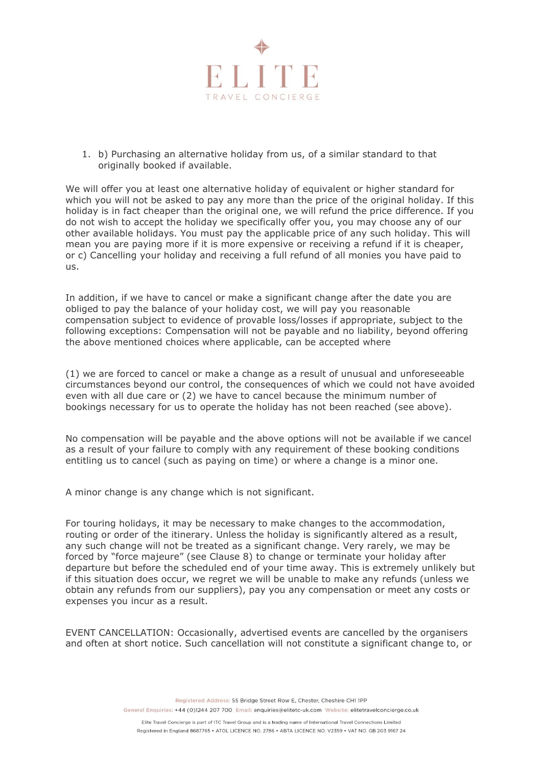1. b) Purchasing an alternative holiday from us, of a similar standard to that originally booked if available.

We will offer you at least one alternative holiday of equivalent or higher standard for which you will not be asked to pay any more than the price of the original holiday. If this holiday is in fact cheaper than the original one, we will refund the price difference. If you do not wish to accept the holiday we specifically offer you, you may choose any of our other available holidays. You must pay the applicable price of any such holiday. This will mean you are paying more if it is more expensive or receiving a refund if it is cheaper, or c) Cancelling your holiday and receiving a full refund of all monies you have paid to us.

In addition, if we have to cancel or make a significant change after the date you are obliged to pay the balance of your holiday cost, we will pay you reasonable compensation subject to evidence of provable loss/losses if appropriate, subject to the following exceptions: Compensation will not be payable and no liability, beyond offering the above mentioned choices where applicable, can be accepted where

(1) we are forced to cancel or make a change as a result of unusual and unforeseeable circumstances beyond our control, the consequences of which we could not have avoided even with all due care or (2) we have to cancel because the minimum number of bookings necessary for us to operate the holiday has not been reached (see above).

No compensation will be payable and the above options will not be available if we cancel as a result of your failure to comply with any requirement of these booking conditions entitling us to cancel (such as paying on time) or where a change is a minor one.

A minor change is any change which is not significant.

For touring holidays, it may be necessary to make changes to the accommodation, routing or order of the itinerary. Unless the holiday is significantly altered as a result, any such change will not be treated as a significant change. Very rarely, we may be forced by "force majeure" (see Clause 8) to change or terminate your holiday after departure but before the scheduled end of your time away. This is extremely unlikely but if this situation does occur, we regret we will be unable to make any refunds (unless we obtain any refunds from our suppliers), pay you any compensation or meet any costs or expenses you incur as a result.

EVENT CANCELLATION: Occasionally, advertised events are cancelled by the organisers and often at short notice. Such cancellation will not constitute a significant change to, or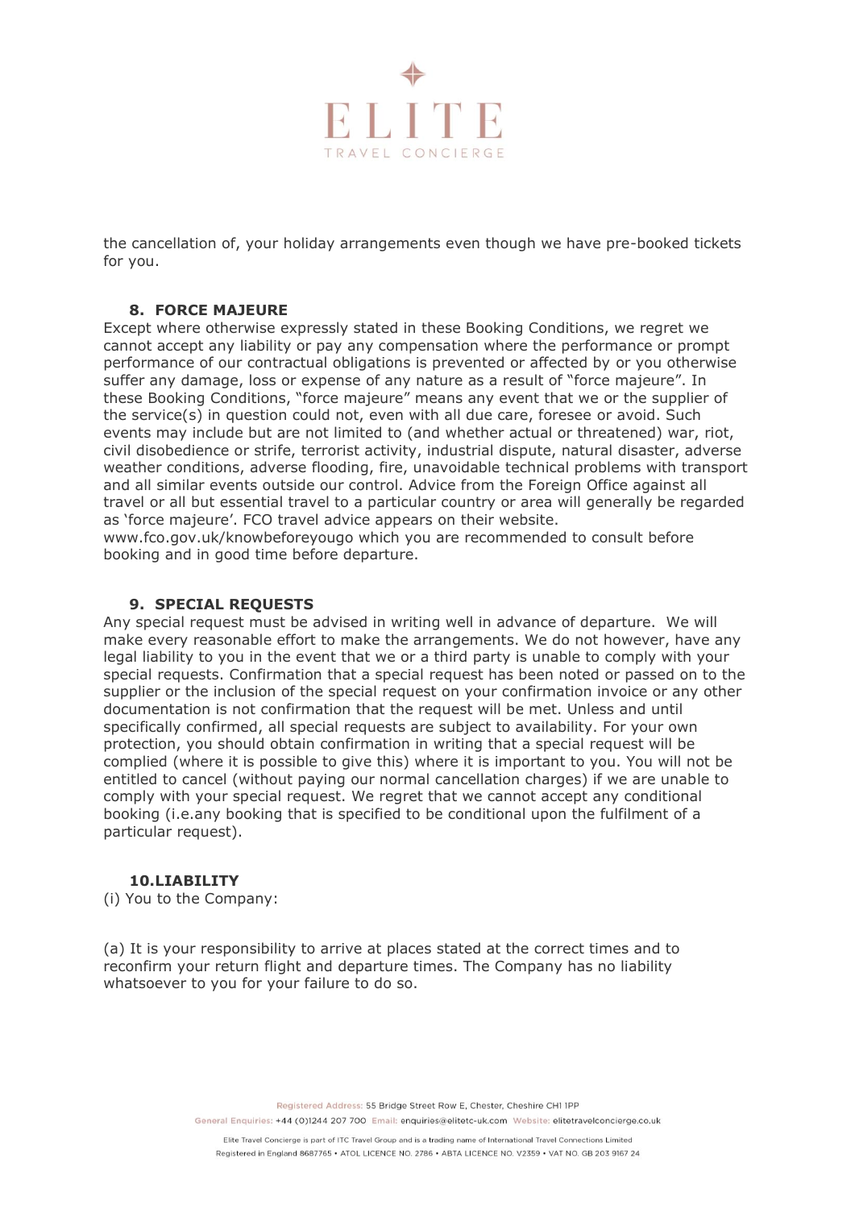the cancellation of, your holiday arrangements even though we have pre-booked tickets for you.

## 8. FORCE MAJEURE

Except where otherwise expressly stated in these Booking Conditions, we regret we cannot accept any liability or pay any compensation where the performance or prompt performance of our contractual obligations is prevented or affected by or you otherwise suffer any damage, loss or expense of any nature as a result of "force majeure". In these Booking Conditions, "force majeure" means any event that we or the supplier of the service(s) in question could not, even with all due care, foresee or avoid. Such events may include but are not limited to (and whether actual or threatened) war, riot, civil disobedience or strife, terrorist activity, industrial dispute, natural disaster, adverse weather conditions, adverse flooding, fire, unavoidable technical problems with transport and all similar events outside our control. Advice from the Foreign Office against all travel or all but essential travel to a particular country or area will generally be regarded as 'force majeure'. FCO travel advice appears on their website. www.fco.gov.uk/knowbeforeyougo which you are recommended to consult before booking and in good time before departure.

## 9. SPECIAL REQUESTS

Any special request must be advised in writing well in advance of departure. We will make every reasonable effort to make the arrangements. We do not however, have any legal liability to you in the event that we or a third party is unable to comply with your special requests. Confirmation that a special request has been noted or passed on to the supplier or the inclusion of the special request on your confirmation invoice or any other documentation is not confirmation that the request will be met. Unless and until specifically confirmed, all special requests are subject to availability. For your own protection, you should obtain confirmation in writing that a special request will be complied (where it is possible to give this) where it is important to you. You will not be entitled to cancel (without paying our normal cancellation charges) if we are unable to comply with your special request. We regret that we cannot accept any conditional booking (i.e.any booking that is specified to be conditional upon the fulfilment of a particular request).

## 10. LIABILITY

(i) You to the Company:

(a) It is your responsibility to arrive at places stated at the correct times and to reconfirm your return flight and departure times. The Company has no liability whatsoever to you for your failure to do so.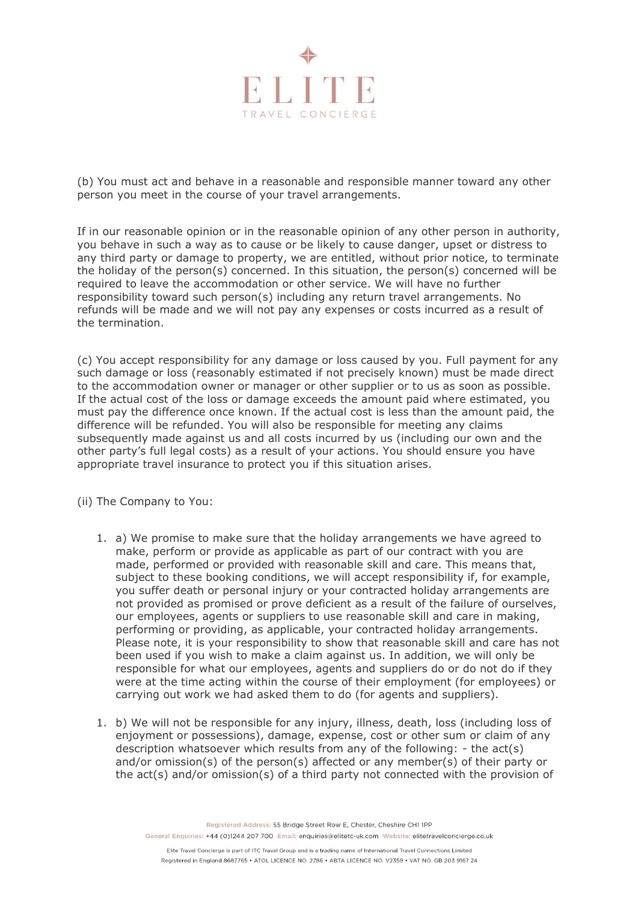(b) You must act and behave in a reasonable and responsible manner toward any other person you meet in the course of your travel arrangements.

If in our reasonable opinion or in the reasonable opinion of any other person in authority, you behave in such a way as to cause or be likely to cause danger, upset or distress to any third party or damage to property, we are entitled, without prior notice, to terminate the holiday of the person(s) concerned. In this situation, the person(s) concerned will be required to leave the accommodation or other service. We will have no further responsibility toward such person(s) including any return travel arrangements. No refunds will be made and we will not pay any expenses or costs incurred as a result of the termination.

(c) You accept responsibility for any damage or loss caused by you. Full payment for any such damage or loss (reasonably estimated if not precisely known) must be made direct to the accommodation owner or manager or other supplier or to us as soon as possible. If the actual cost of the loss or damage exceeds the amount paid where estimated, you must pay the difference once known. If the actual cost is less than the amount paid, the difference will be refunded. You will also be responsible for meeting any claims subsequently made against us and all costs incurred by us (including our own and the other party's full legal costs) as a result of your actions. You should ensure you have appropriate travel insurance to protect you if this situation arises.

(ii) The Company to You:

1. a) We promise to make sure that the holiday arrangements we have agreed to make, perform or provide as applicable as part of our contract with you are made, performed or provided with reasonable skill and care. This means that, subject to these booking conditions, we will accept responsibility if, for example, you suffer death or personal injury or your contracted holiday arrangements are not provided as promised or prove deficient as a result of the failure of ourselves, our employees, agents or suppliers to use reasonable skill and care in making, performing or providing, as applicable, your contracted holiday arrangements. Please note, it is your responsibility to show that reasonable skill and care has not been used if you wish to make a claim against us. In addition, we will only be responsible for what our employees, agents and suppliers do or do not do if they were at the time acting within the course of their employment (for employees) or carrying out work we had asked them to do (for agents and suppliers).

1. b) We will not be responsible for any injury, illness, death, loss (including loss of enjoyment or possessions), damage, expense, cost or other sum or claim of any description whatsoever which results from any of the following: - the act(s) and/or omission(s) of the person(s) affected or any member(s) of their party or the act(s) and/or omission(s) of a third party not connected with the provision of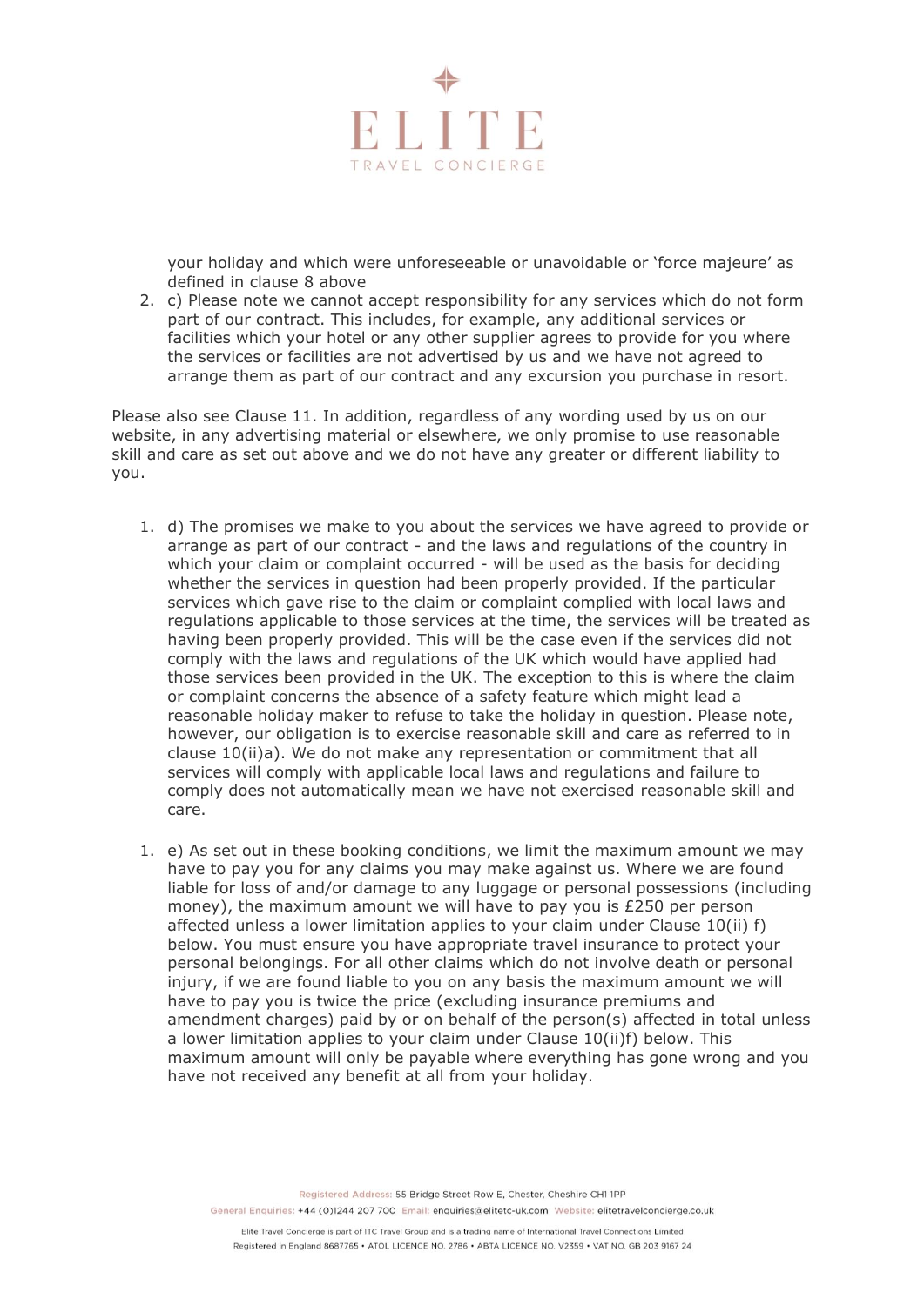your holiday and which were unforeseeable or unavoidable or 'force majeure' as defined in clause 8 above

2. c) Please note we cannot accept responsibility for any services which do not form part of our contract. This includes, for example, any additional services or facilities which your hotel or any other supplier agrees to provide for you where the services or facilities are not advertised by us and we have not agreed to arrange them as part of our contract and any excursion you purchase in resort.

Please also see Clause 11. In addition, regardless of any wording used by us on our website, in any advertising material or elsewhere, we only promise to use reasonable skill and care as set out above and we do not have any greater or different liability to you.

1. d) The promises we make to you about the services we have agreed to provide or arrange as part of our contract - and the laws and regulations of the country in which your claim or complaint occurred - will be used as the basis for deciding whether the services in question had been properly provided. If the particular services which gave rise to the claim or complaint complied with local laws and regulations applicable to those services at the time, the services will be treated as having been properly provided. This will be the case even if the services did not comply with the laws and regulations of the UK which would have applied had those services been provided in the UK. The exception to this is where the claim or complaint concerns the absence of a safety feature which might lead a reasonable holiday maker to refuse to take the holiday in question. Please note, however, our obligation is to exercise reasonable skill and care as referred to in clause 10(ii)a). We do not make any representation or commitment that all services will comply with applicable local laws and regulations and failure to comply does not automatically mean we have not exercised reasonable skill and care.

1. e) As set out in these booking conditions, we limit the maximum amount we may have to pay you for any claims you may make against us. Where we are found liable for loss of and/or damage to any luggage or personal possessions (including money), the maximum amount we will have to pay you is £250 per person affected unless a lower limitation applies to your claim under Clause 10(ii) f) below. You must ensure you have appropriate travel insurance to protect your personal belongings. For all other claims which do not involve death or personal injury, if we are found liable to you on any basis the maximum amount we will have to pay you is twice the price (excluding insurance premiums and amendment charges) paid by or on behalf of the person(s) affected in total unless a lower limitation applies to your claim under Clause 10(ii)f) below. This maximum amount will only be payable where everything has gone wrong and you have not received any benefit at all from your holiday.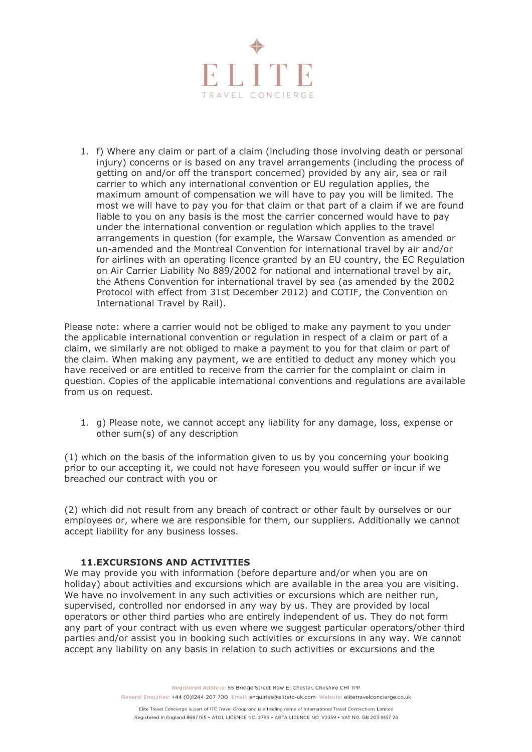1. f) Where any claim or part of a claim (including those involving death or personal injury) concerns or is based on any travel arrangements (including the process of getting on and/or off the transport concerned) provided by any air, sea or rail carrier to which any international convention or EU regulation applies, the maximum amount of compensation we will have to pay you will be limited. The most we will have to pay you for that claim or that part of a claim if we are found liable to you on any basis is the most the carrier concerned would have to pay under the international convention or regulation which applies to the travel arrangements in question (for example, the Warsaw Convention as amended or un-amended and the Montreal Convention for international travel by air and/or for airlines with an operating licence granted by an EU country, the EC Regulation on Air Carrier Liability No 889/2002 for national and international travel by air, the Athens Convention for international travel by sea (as amended by the 2002 Protocol with effect from 31st December 2012) and COTIF, the Convention on International Travel by Rail).

Please note: where a carrier would not be obliged to make any payment to you under the applicable international convention or regulation in respect of a claim or part of a claim, we similarly are not obliged to make a payment to you for that claim or part of the claim. When making any payment, we are entitled to deduct any money which you have received or are entitled to receive from the carrier for the complaint or claim in question. Copies of the applicable international conventions and regulations are available from us on request.

1. g) Please note, we cannot accept any liability for any damage, loss, expense or other sum(s) of any description

(1) which on the basis of the information given to us by you concerning your booking prior to our accepting it, we could not have foreseen you would suffer or incur if we breached our contract with you or

(2) which did not result from any breach of contract or other fault by ourselves or our employees or, where we are responsible for them, our suppliers. Additionally we cannot accept liability for any business losses.

### 11. EXCURSIONS AND ACTIVITIES

We may provide you with information (before departure and/or when you are on holiday) about activities and excursions which are available in the area you are visiting. We have no involvement in any such activities or excursions which are neither run, supervised, controlled nor endorsed in any way by us. They are provided by local operators or other third parties who are entirely independent of us. They do not form any part of your contract with us even where we suggest particular operators/other third parties and/or assist you in booking such activities or excursions in any way. We cannot accept any liability on any basis in relation to such activities or excursions and the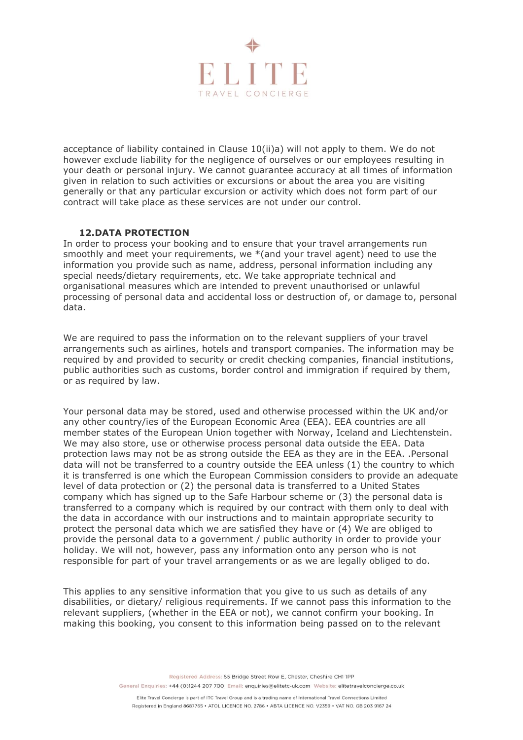acceptance of liability contained in Clause 10(ii)a) will not apply to them. We do not however exclude liability for the negligence of ourselves or our employees resulting in your death or personal injury. We cannot guarantee accuracy at all times of information given in relation to such activities or excursions or about the area you are visiting generally or that any particular excursion or activity which does not form part of our contract will take place as these services are not under our control.

## 12.DATA PROTECTION

In order to process your booking and to ensure that your travel arrangements run smoothly and meet your requirements, we *(and your travel agent) need to use the information you provide such as name, address, personal information including any special needs/dietary requirements, etc. We take appropriate technical and organisational measures which are intended to prevent unauthorised or unlawful processing of personal data and accidental loss or destruction of, or damage to, personal data.

We are required to pass the information on to the relevant suppliers of your travel arrangements such as airlines, hotels and transport companies. The information may be required by and provided to security or credit checking companies, financial institutions, public authorities such as customs, border control and immigration if required by them, or as required by law.

Your personal data may be stored, used and otherwise processed within the UK and/or any other country/ies of the European Economic Area (EEA). EEA countries are all member states of the European Union together with Norway, Iceland and Liechtenstein. We may also store, use or otherwise process personal data outside the EEA. Data protection laws may not be as strong outside the EEA as they are in the EEA. .Personal data will not be transferred to a country outside the EEA unless (1) the country to which it is transferred is one which the European Commission considers to provide an adequate level of data protection or (2) the personal data is transferred to a United States company which has signed up to the Safe Harbour scheme or (3) the personal data is transferred to a company which is required by our contract with them only to deal with the data in accordance with our instructions and to maintain appropriate security to protect the personal data which we are satisfied they have or (4) We are obliged to provide the personal data to a government / public authority in order to provide your holiday. We will not, however, pass any information onto any person who is not responsible for part of your travel arrangements or as we are legally obliged to do.

This applies to any sensitive information that you give to us such as details of any disabilities, or dietary/ religious requirements. If we cannot pass this information to the relevant suppliers, (whether in the EEA or not), we cannot confirm your booking. In making this booking, you consent to this information being passed on to the relevant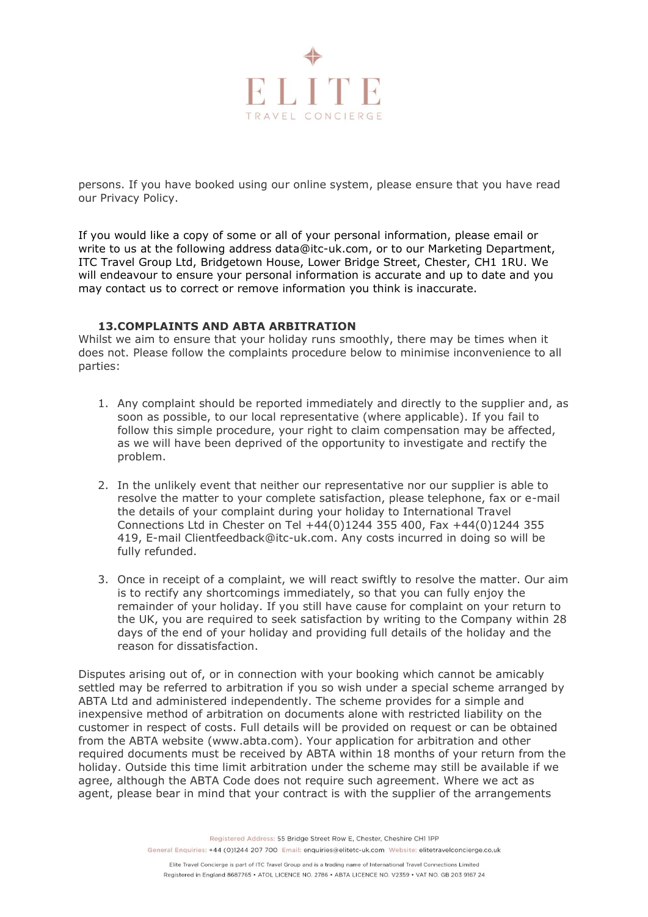persons. If you have booked using our online system, please ensure that you have read our Privacy Policy.

If you would like a copy of some or all of your personal information, please email or write to us at the following address data@itc-uk.com, or to our Marketing Department, ITC Travel Group Ltd, Bridgetown House, Lower Bridge Street, Chester, CH1 1RU. We will endeavour to ensure your personal information is accurate and up to date and you may contact us to correct or remove information you think is inaccurate.

### 13.COMPLAINTS AND ABTA ARBITRATION

Whilst we aim to ensure that your holiday runs smoothly, there may be times when it does not. Please follow the complaints procedure below to minimise inconvenience to all parties:

1. Any complaint should be reported immediately and directly to the supplier and, as soon as possible, to our local representative (where applicable). If you fail to follow this simple procedure, your right to claim compensation may be affected, as we will have been deprived of the opportunity to investigate and rectify the problem.

2. In the unlikely event that neither our representative nor our supplier is able to resolve the matter to your complete satisfaction, please telephone, fax or e-mail the details of your complaint during your holiday to International Travel Connections Ltd in Chester on Tel +44(0)1244 355 400, Fax +44(0)1244 355 419, E-mail Clientfeedback@itc-uk.com. Any costs incurred in doing so will be fully refunded.

3. Once in receipt of a complaint, we will react swiftly to resolve the matter. Our aim is to rectify any shortcomings immediately, so that you can fully enjoy the remainder of your holiday. If you still have cause for complaint on your return to the UK, you are required to seek satisfaction by writing to the Company within 28 days of the end of your holiday and providing full details of the holiday and the reason for dissatisfaction.

Disputes arising out of, or in connection with your booking which cannot be amicably settled may be referred to arbitration if you so wish under a special scheme arranged by ABTA Ltd and administered independently. The scheme provides for a simple and inexpensive method of arbitration on documents alone with restricted liability on the customer in respect of costs. Full details will be provided on request or can be obtained from the ABTA website (www.abta.com). Your application for arbitration and other required documents must be received by ABTA within 18 months of your return from the holiday. Outside this time limit arbitration under the scheme may still be available if we agree, although the ABTA Code does not require such agreement. Where we act as agent, please bear in mind that your contract is with the supplier of the arrangements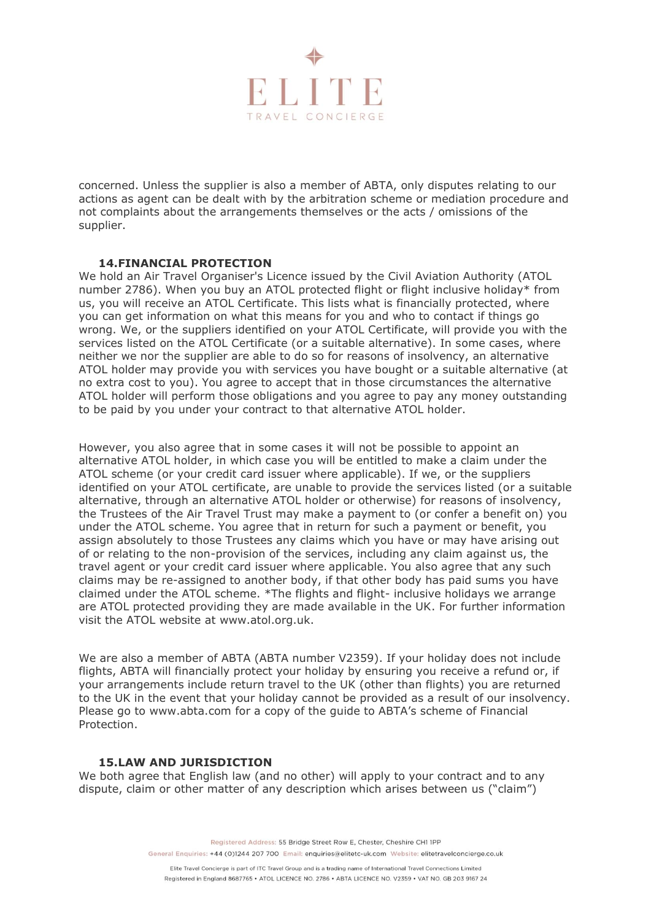concerned. Unless the supplier is also a member of ABTA, only disputes relating to our actions as agent can be dealt with by the arbitration scheme or mediation procedure and not complaints about the arrangements themselves or the acts / omissions of the supplier.

### 14. FINANCIAL PROTECTION

We hold an Air Travel Organiser's Licence issued by the Civil Aviation Authority (ATOL number 2786). When you buy an ATOL protected flight or flight inclusive holiday* from us, you will receive an ATOL Certificate. This lists what is financially protected, where you can get information on what this means for you and who to contact if things go wrong. We, or the suppliers identified on your ATOL Certificate, will provide you with the services listed on the ATOL Certificate (or a suitable alternative). In some cases, where neither we nor the supplier are able to do so for reasons of insolvency, an alternative ATOL holder may provide you with services you have bought or a suitable alternative (at no extra cost to you). You agree to accept that in those circumstances the alternative ATOL holder will perform those obligations and you agree to pay any money outstanding to be paid by you under your contract to that alternative ATOL holder.

However, you also agree that in some cases it will not be possible to appoint an alternative ATOL holder, in which case you will be entitled to make a claim under the ATOL scheme (or your credit card issuer where applicable). If we, or the suppliers identified on your ATOL certificate, are unable to provide the services listed (or a suitable alternative, through an alternative ATOL holder or otherwise) for reasons of insolvency, the Trustees of the Air Travel Trust may make a payment to (or confer a benefit on) you under the ATOL scheme. You agree that in return for such a payment or benefit, you assign absolutely to those Trustees any claims which you have or may have arising out of or relating to the non-provision of the services, including any claim against us, the travel agent or your credit card issuer where applicable. You also agree that any such claims may be re-assigned to another body, if that other body has paid sums you have claimed under the ATOL scheme. *The flights and flight- inclusive holidays we arrange are ATOL protected providing they are made available in the UK. For further information visit the ATOL website at www.atol.org.uk.

We are also a member of ABTA (ABTA number V2359). If your holiday does not include flights, ABTA will financially protect your holiday by ensuring you receive a refund or, if your arrangements include return travel to the UK (other than flights) you are returned to the UK in the event that your holiday cannot be provided as a result of our insolvency. Please go to www.abta.com for a copy of the guide to ABTA's scheme of Financial Protection.

### 15. LAW AND JURISDICTION

We both agree that English law (and no other) will apply to your contract and to any dispute, claim or other matter of any description which arises between us ("claim")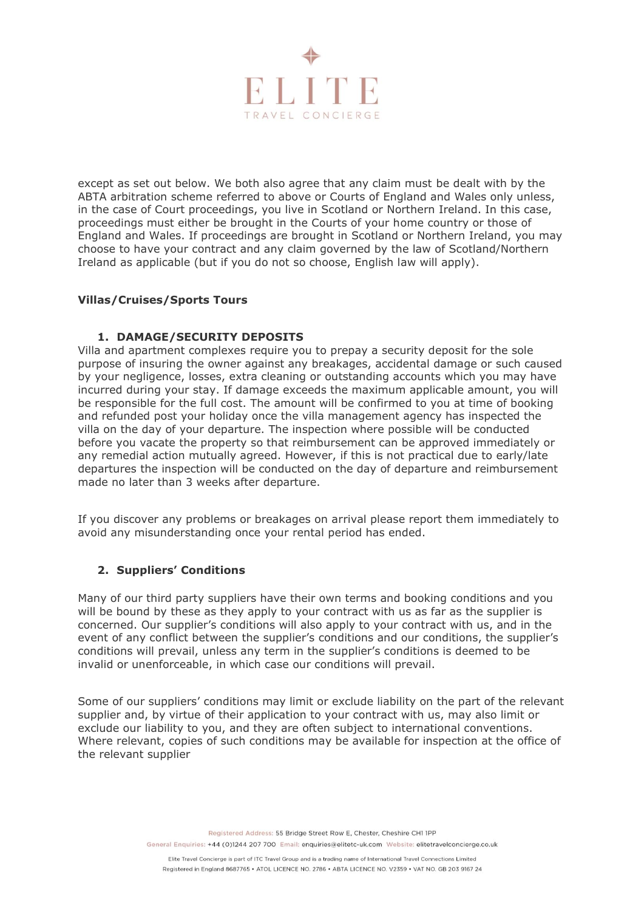except as set out below. We both also agree that any claim must be dealt with by the ABTA arbitration scheme referred to above or Courts of England and Wales only unless, in the case of Court proceedings, you live in Scotland or Northern Ireland. In this case, proceedings must either be brought in the Courts of your home country or those of England and Wales. If proceedings are brought in Scotland or Northern Ireland, you may choose to have your contract and any claim governed by the law of Scotland/Northern Ireland as applicable (but if you do not so choose, English law will apply).

**Villas/Cruises/Sports Tours**

1. **DAMAGE/SECURITY DEPOSITS**

Villa and apartment complexes require you to prepay a security deposit for the sole purpose of insuring the owner against any breakages, accidental damage or such caused by your negligence, losses, extra cleaning or outstanding accounts which you may have incurred during your stay. If damage exceeds the maximum applicable amount, you will be responsible for the full cost. The amount will be confirmed to you at time of booking and refunded post your holiday once the villa management agency has inspected the villa on the day of your departure. The inspection where possible will be conducted before you vacate the property so that reimbursement can be approved immediately or any remedial action mutually agreed. However, if this is not practical due to early/late departures the inspection will be conducted on the day of departure and reimbursement made no later than 3 weeks after departure.

If you discover any problems or breakages on arrival please report them immediately to avoid any misunderstanding once your rental period has ended.

2. **Suppliers' Conditions**

Many of our third party suppliers have their own terms and booking conditions and you will be bound by these as they apply to your contract with us as far as the supplier is concerned. Our supplier's conditions will also apply to your contract with us, and in the event of any conflict between the supplier's conditions and our conditions, the supplier's conditions will prevail, unless any term in the supplier's conditions is deemed to be invalid or unenforceable, in which case our conditions will prevail.

Some of our suppliers' conditions may limit or exclude liability on the part of the relevant supplier and, by virtue of their application to your contract with us, may also limit or exclude our liability to you, and they are often subject to international conventions. Where relevant, copies of such conditions may be available for inspection at the office of the relevant supplier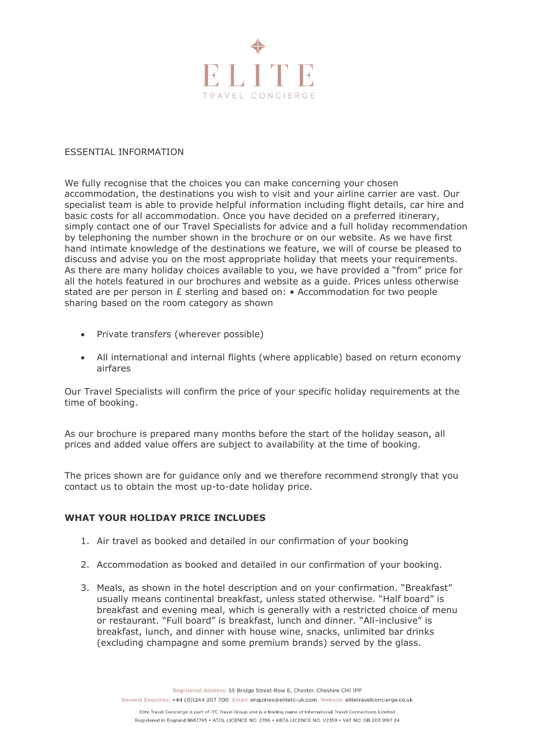ESSENTIAL INFORMATION

We fully recognise that the choices you can make concerning your chosen accommodation, the destinations you wish to visit and your airline carrier are vast. Our specialist team is able to provide helpful information including flight details, car hire and basic costs for all accommodation. Once you have decided on a preferred itinerary, simply contact one of our Travel Specialists for advice and a full holiday recommendation by telephoning the number shown in the brochure or on our website. As we have first hand intimate knowledge of the destinations we feature, we will of course be pleased to discuss and advise you on the most appropriate holiday that meets your requirements. As there are many holiday choices available to you, we have provided a "from" price for all the hotels featured in our brochures and website as a guide. Prices unless otherwise stated are per person in £ sterling and based on: • Accommodation for two people sharing based on the room category as shown

- Private transfers (wherever possible)
- All international and internal flights (where applicable) based on return economy airfares

Our Travel Specialists will confirm the price of your specific holiday requirements at the time of booking.

As our brochure is prepared many months before the start of the holiday season, all prices and added value offers are subject to availability at the time of booking.

The prices shown are for guidance only and we therefore recommend strongly that you contact us to obtain the most up-to-date holiday price.

**WHAT YOUR HOLIDAY PRICE INCLUDES**

1. Air travel as booked and detailed in our confirmation of your booking
2. Accommodation as booked and detailed in our confirmation of your booking.
3. Meals, as shown in the hotel description and on your confirmation. "Breakfast" usually means continental breakfast, unless stated otherwise. "Half board" is breakfast and evening meal, which is generally with a restricted choice of menu or restaurant. "Full board" is breakfast, lunch and dinner. "All-inclusive" is breakfast, lunch, and dinner with house wine, snacks, unlimited bar drinks (excluding champagne and some premium brands) served by the glass.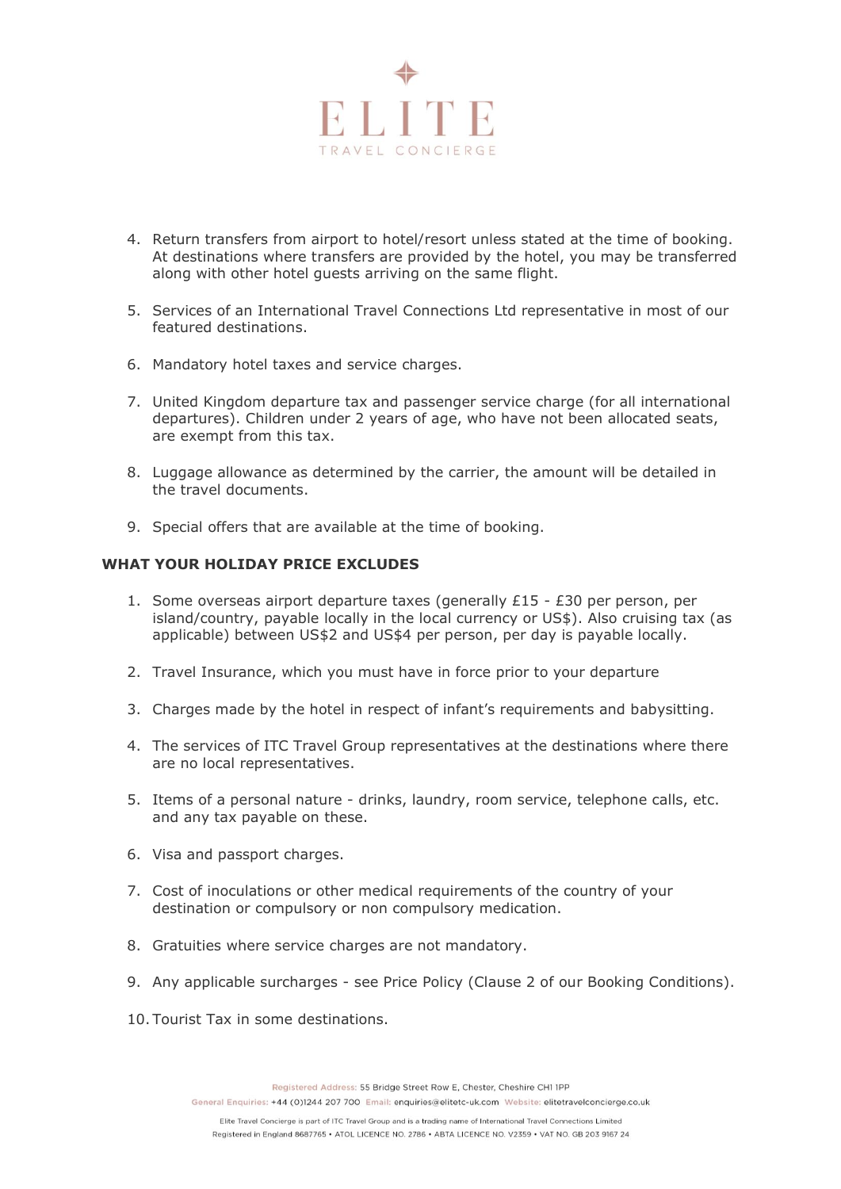4. Return transfers from airport to hotel/resort unless stated at the time of booking. At destinations where transfers are provided by the hotel, you may be transferred along with other hotel guests arriving on the same flight.

5. Services of an International Travel Connections Ltd representative in most of our featured destinations.

6. Mandatory hotel taxes and service charges.

7. United Kingdom departure tax and passenger service charge (for all international departures). Children under 2 years of age, who have not been allocated seats, are exempt from this tax.

8. Luggage allowance as determined by the carrier, the amount will be detailed in the travel documents.

9. Special offers that are available at the time of booking.

**WHAT YOUR HOLIDAY PRICE EXCLUDES**

1. Some overseas airport departure taxes (generally £15 - £30 per person, per island/country, payable locally in the local currency or US$). Also cruising tax (as applicable) between US$2 and US$4 per person, per day is payable locally.

2. Travel Insurance, which you must have in force prior to your departure

3. Charges made by the hotel in respect of infant's requirements and babysitting.

4. The services of ITC Travel Group representatives at the destinations where there are no local representatives.

5. Items of a personal nature - drinks, laundry, room service, telephone calls, etc. and any tax payable on these.

6. Visa and passport charges.

7. Cost of inoculations or other medical requirements of the country of your destination or compulsory or non compulsory medication.

8. Gratuities where service charges are not mandatory.

9. Any applicable surcharges - see Price Policy (Clause 2 of our Booking Conditions).

10. Tourist Tax in some destinations.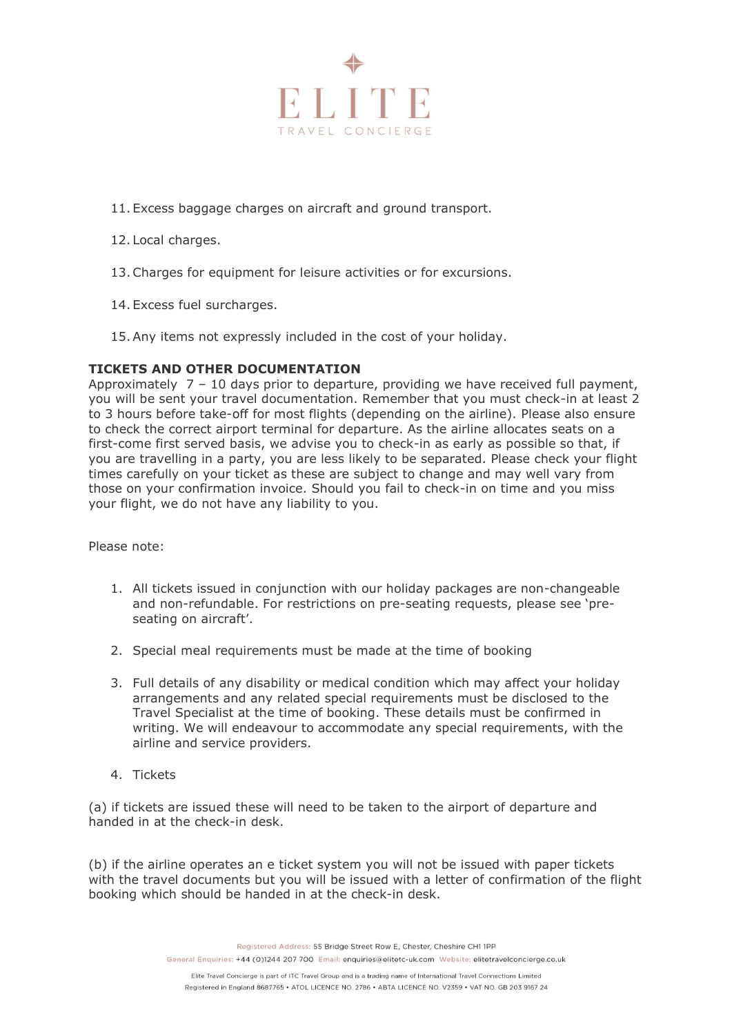11. Excess baggage charges on aircraft and ground transport.

12. Local charges.

13. Charges for equipment for leisure activities or for excursions.

14. Excess fuel surcharges.

15. Any items not expressly included in the cost of your holiday.

**TICKETS AND OTHER DOCUMENTATION**

Approximately 7 – 10 days prior to departure, providing we have received full payment, you will be sent your travel documentation. Remember that you must check-in at least 2 to 3 hours before take-off for most flights (depending on the airline). Please also ensure to check the correct airport terminal for departure. As the airline allocates seats on a first-come first served basis, we advise you to check-in as early as possible so that, if you are travelling in a party, you are less likely to be separated. Please check your flight times carefully on your ticket as these are subject to change and may well vary from those on your confirmation invoice. Should you fail to check-in on time and you miss your flight, we do not have any liability to you.

Please note:

1. All tickets issued in conjunction with our holiday packages are non-changeable and non-refundable. For restrictions on pre-seating requests, please see 'pre-seating on aircraft'.

2. Special meal requirements must be made at the time of booking

3. Full details of any disability or medical condition which may affect your holiday arrangements and any related special requirements must be disclosed to the Travel Specialist at the time of booking. These details must be confirmed in writing. We will endeavour to accommodate any special requirements, with the airline and service providers.

4. Tickets

(a) if tickets are issued these will need to be taken to the airport of departure and handed in at the check-in desk.

(b) if the airline operates an e ticket system you will not be issued with paper tickets with the travel documents but you will be issued with a letter of confirmation of the flight booking which should be handed in at the check-in desk.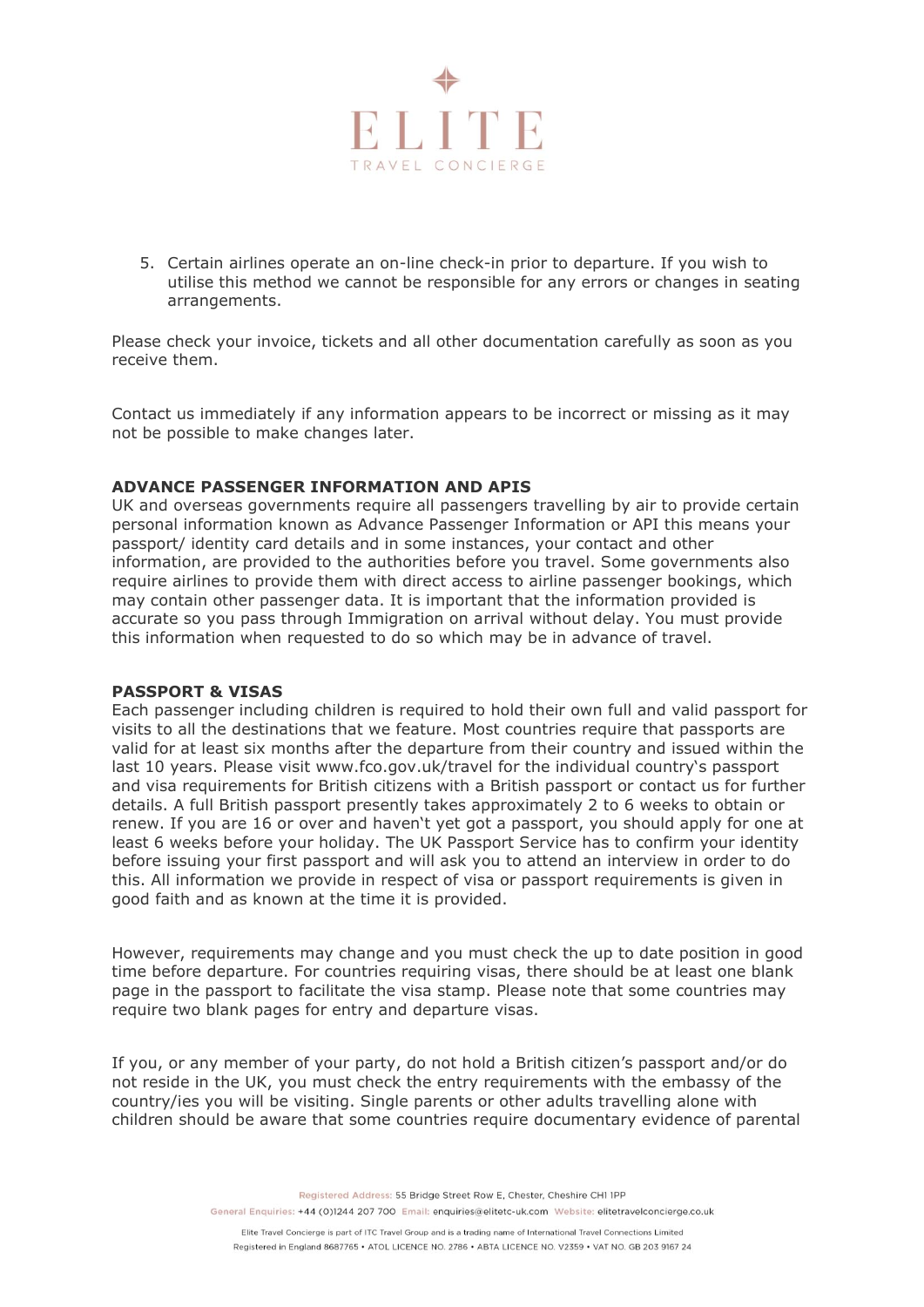5. Certain airlines operate an on-line check-in prior to departure. If you wish to utilise this method we cannot be responsible for any errors or changes in seating arrangements.

Please check your invoice, tickets and all other documentation carefully as soon as you receive them.

Contact us immediately if any information appears to be incorrect or missing as it may not be possible to make changes later.

**ADVANCE PASSENGER INFORMATION AND APIS**

UK and overseas governments require all passengers travelling by air to provide certain personal information known as Advance Passenger Information or API this means your passport/ identity card details and in some instances, your contact and other information, are provided to the authorities before you travel. Some governments also require airlines to provide them with direct access to airline passenger bookings, which may contain other passenger data. It is important that the information provided is accurate so you pass through Immigration on arrival without delay. You must provide this information when requested to do so which may be in advance of travel.

**PASSPORT & VISAS**

Each passenger including children is required to hold their own full and valid passport for visits to all the destinations that we feature. Most countries require that passports are valid for at least six months after the departure from their country and issued within the last 10 years. Please visit www.fco.gov.uk/travel for the individual country's passport and visa requirements for British citizens with a British passport or contact us for further details. A full British passport presently takes approximately 2 to 6 weeks to obtain or renew. If you are 16 or over and haven't yet got a passport, you should apply for one at least 6 weeks before your holiday. The UK Passport Service has to confirm your identity before issuing your first passport and will ask you to attend an interview in order to do this. All information we provide in respect of visa or passport requirements is given in good faith and as known at the time it is provided.

However, requirements may change and you must check the up to date position in good time before departure. For countries requiring visas, there should be at least one blank page in the passport to facilitate the visa stamp. Please note that some countries may require two blank pages for entry and departure visas.

If you, or any member of your party, do not hold a British citizen's passport and/or do not reside in the UK, you must check the entry requirements with the embassy of the country/ies you will be visiting. Single parents or other adults travelling alone with children should be aware that some countries require documentary evidence of parental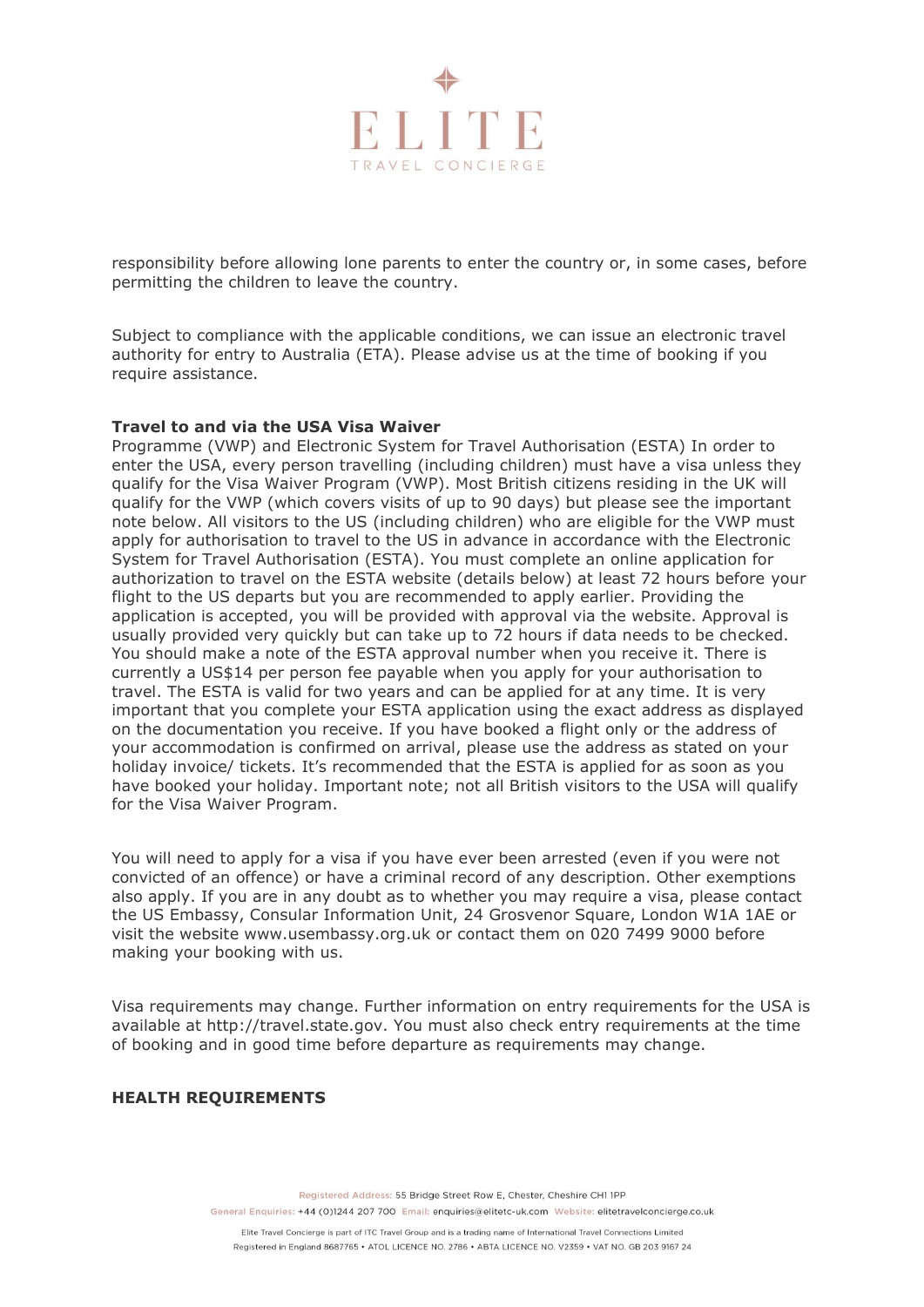responsibility before allowing lone parents to enter the country or, in some cases, before permitting the children to leave the country.

Subject to compliance with the applicable conditions, we can issue an electronic travel authority for entry to Australia (ETA). Please advise us at the time of booking if you require assistance.

**Travel to and via the USA Visa Waiver**
Programme (VWP) and Electronic System for Travel Authorisation (ESTA) In order to enter the USA, every person travelling (including children) must have a visa unless they qualify for the Visa Waiver Program (VWP). Most British citizens residing in the UK will qualify for the VWP (which covers visits of up to 90 days) but please see the important note below. All visitors to the US (including children) who are eligible for the VWP must apply for authorisation to travel to the US in advance in accordance with the Electronic System for Travel Authorisation (ESTA). You must complete an online application for authorization to travel on the ESTA website (details below) at least 72 hours before your flight to the US departs but you are recommended to apply earlier. Providing the application is accepted, you will be provided with approval via the website. Approval is usually provided very quickly but can take up to 72 hours if data needs to be checked. You should make a note of the ESTA approval number when you receive it. There is currently a US$14 per person fee payable when you apply for your authorisation to travel. The ESTA is valid for two years and can be applied for at any time. It is very important that you complete your ESTA application using the exact address as displayed on the documentation you receive. If you have booked a flight only or the address of your accommodation is confirmed on arrival, please use the address as stated on your holiday invoice/ tickets. It's recommended that the ESTA is applied for as soon as you have booked your holiday. Important note; not all British visitors to the USA will qualify for the Visa Waiver Program.

You will need to apply for a visa if you have ever been arrested (even if you were not convicted of an offence) or have a criminal record of any description. Other exemptions also apply. If you are in any doubt as to whether you may require a visa, please contact the US Embassy, Consular Information Unit, 24 Grosvenor Square, London W1A 1AE or visit the website www.usembassy.org.uk or contact them on 020 7499 9000 before making your booking with us.

Visa requirements may change. Further information on entry requirements for the USA is available at http://travel.state.gov. You must also check entry requirements at the time of booking and in good time before departure as requirements may change.

**HEALTH REQUIREMENTS**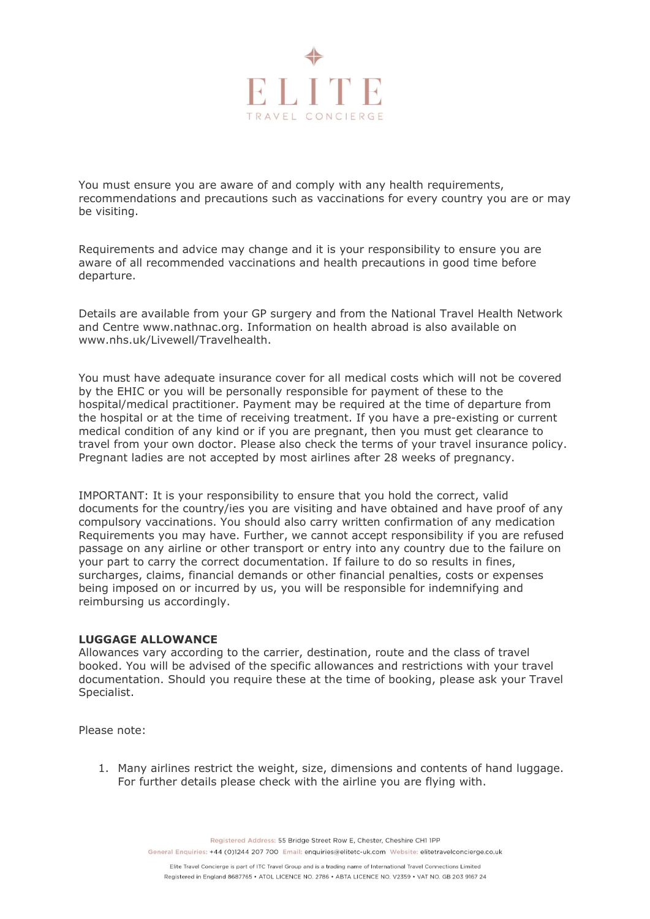You must ensure you are aware of and comply with any health requirements, recommendations and precautions such as vaccinations for every country you are or may be visiting.

Requirements and advice may change and it is your responsibility to ensure you are aware of all recommended vaccinations and health precautions in good time before departure.

Details are available from your GP surgery and from the National Travel Health Network and Centre www.nathnac.org. Information on health abroad is also available on www.nhs.uk/Livewell/Travelhealth.

You must have adequate insurance cover for all medical costs which will not be covered by the EHIC or you will be personally responsible for payment of these to the hospital/medical practitioner. Payment may be required at the time of departure from the hospital or at the time of receiving treatment. If you have a pre-existing or current medical condition of any kind or if you are pregnant, then you must get clearance to travel from your own doctor. Please also check the terms of your travel insurance policy. Pregnant ladies are not accepted by most airlines after 28 weeks of pregnancy.

IMPORTANT: It is your responsibility to ensure that you hold the correct, valid documents for the country/ies you are visiting and have obtained and have proof of any compulsory vaccinations. You should also carry written confirmation of any medication Requirements you may have. Further, we cannot accept responsibility if you are refused passage on any airline or other transport or entry into any country due to the failure on your part to carry the correct documentation. If failure to do so results in fines, surcharges, claims, financial demands or other financial penalties, costs or expenses being imposed on or incurred by us, you will be responsible for indemnifying and reimbursing us accordingly.

**LUGGAGE ALLOWANCE**

Allowances vary according to the carrier, destination, route and the class of travel booked. You will be advised of the specific allowances and restrictions with your travel documentation. Should you require these at the time of booking, please ask your Travel Specialist.

Please note:

1. Many airlines restrict the weight, size, dimensions and contents of hand luggage. For further details please check with the airline you are flying with.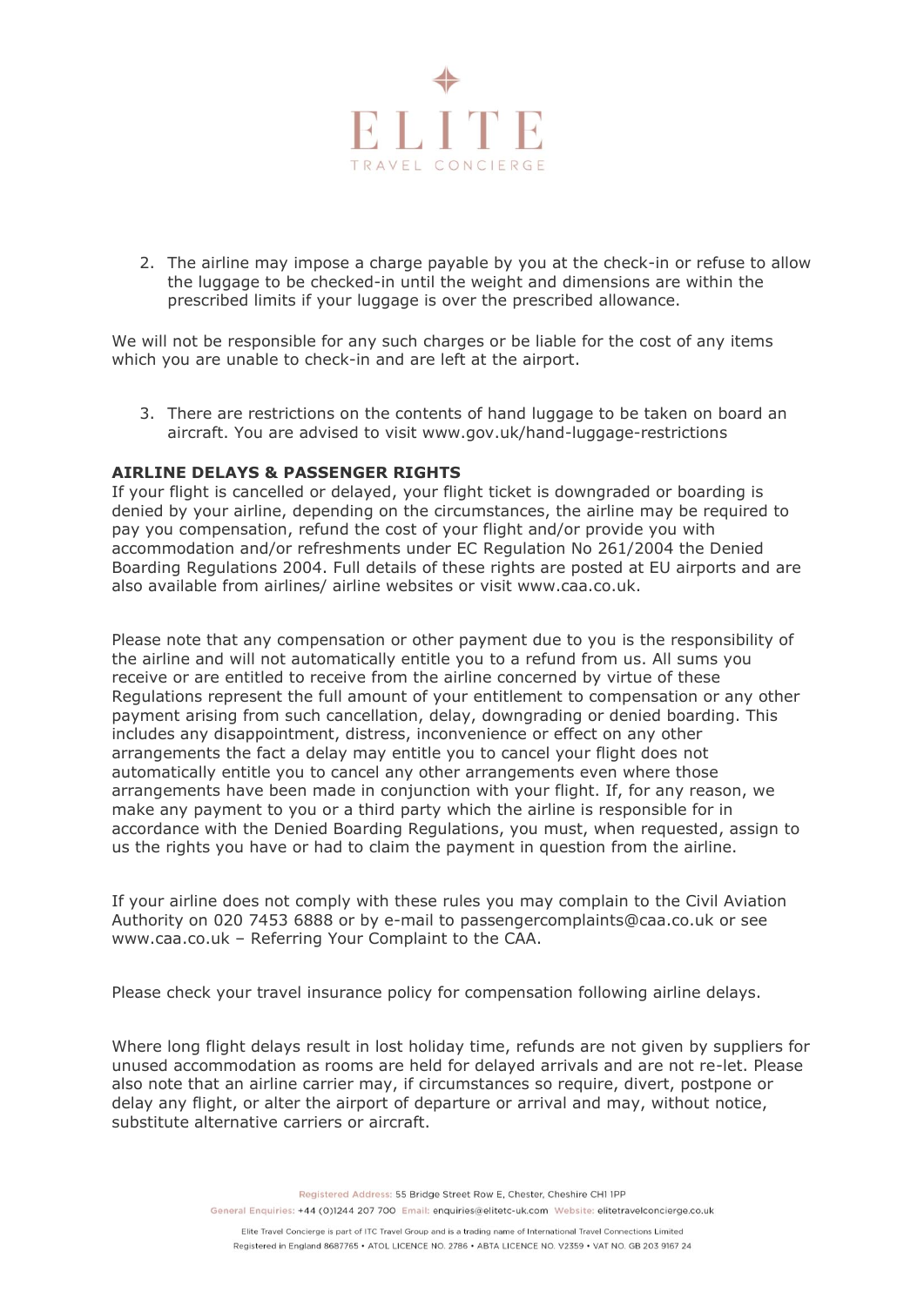2. The airline may impose a charge payable by you at the check-in or refuse to allow the luggage to be checked-in until the weight and dimensions are within the prescribed limits if your luggage is over the prescribed allowance.

We will not be responsible for any such charges or be liable for the cost of any items which you are unable to check-in and are left at the airport.

3. There are restrictions on the contents of hand luggage to be taken on board an aircraft. You are advised to visit www.gov.uk/hand-luggage-restrictions

**AIRLINE DELAYS & PASSENGER RIGHTS**

If your flight is cancelled or delayed, your flight ticket is downgraded or boarding is denied by your airline, depending on the circumstances, the airline may be required to pay you compensation, refund the cost of your flight and/or provide you with accommodation and/or refreshments under EC Regulation No 261/2004 the Denied Boarding Regulations 2004. Full details of these rights are posted at EU airports and are also available from airlines/ airline websites or visit www.caa.co.uk.

Please note that any compensation or other payment due to you is the responsibility of the airline and will not automatically entitle you to a refund from us. All sums you receive or are entitled to receive from the airline concerned by virtue of these Regulations represent the full amount of your entitlement to compensation or any other payment arising from such cancellation, delay, downgrading or denied boarding. This includes any disappointment, distress, inconvenience or effect on any other arrangements the fact a delay may entitle you to cancel your flight does not automatically entitle you to cancel any other arrangements even where those arrangements have been made in conjunction with your flight. If, for any reason, we make any payment to you or a third party which the airline is responsible for in accordance with the Denied Boarding Regulations, you must, when requested, assign to us the rights you have or had to claim the payment in question from the airline.

If your airline does not comply with these rules you may complain to the Civil Aviation Authority on 020 7453 6888 or by e-mail to passengercomplaints@caa.co.uk or see www.caa.co.uk – Referring Your Complaint to the CAA.

Please check your travel insurance policy for compensation following airline delays.

Where long flight delays result in lost holiday time, refunds are not given by suppliers for unused accommodation as rooms are held for delayed arrivals and are not re-let. Please also note that an airline carrier may, if circumstances so require, divert, postpone or delay any flight, or alter the airport of departure or arrival and may, without notice, substitute alternative carriers or aircraft.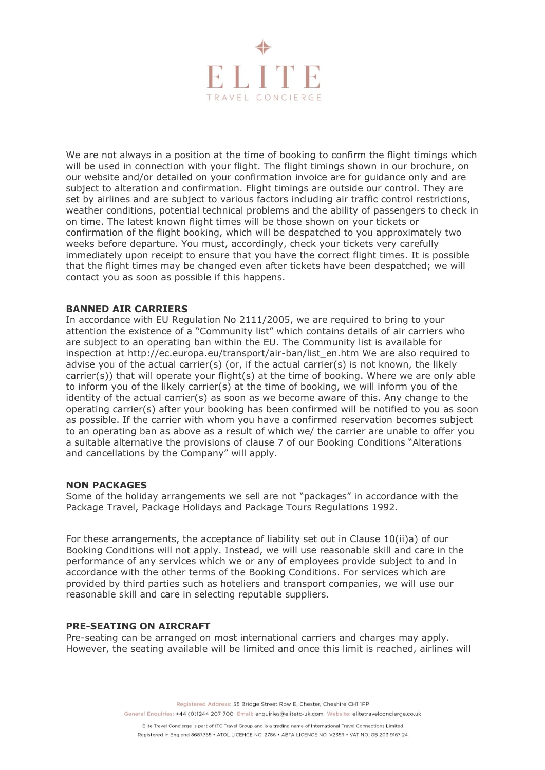We are not always in a position at the time of booking to confirm the flight timings which will be used in connection with your flight. The flight timings shown in our brochure, on our website and/or detailed on your confirmation invoice are for guidance only and are subject to alteration and confirmation. Flight timings are outside our control. They are set by airlines and are subject to various factors including air traffic control restrictions, weather conditions, potential technical problems and the ability of passengers to check in on time. The latest known flight times will be those shown on your tickets or confirmation of the flight booking, which will be despatched to you approximately two weeks before departure. You must, accordingly, check your tickets very carefully immediately upon receipt to ensure that you have the correct flight times. It is possible that the flight times may be changed even after tickets have been despatched; we will contact you as soon as possible if this happens.

**BANNED AIR CARRIERS**

In accordance with EU Regulation No 2111/2005, we are required to bring to your attention the existence of a "Community list" which contains details of air carriers who are subject to an operating ban within the EU. The Community list is available for inspection at http://ec.europa.eu/transport/air-ban/list_en.htm We are also required to advise you of the actual carrier(s) (or, if the actual carrier(s) is not known, the likely carrier(s)) that will operate your flight(s) at the time of booking. Where we are only able to inform you of the likely carrier(s) at the time of booking, we will inform you of the identity of the actual carrier(s) as soon as we become aware of this. Any change to the operating carrier(s) after your booking has been confirmed will be notified to you as soon as possible. If the carrier with whom you have a confirmed reservation becomes subject to an operating ban as above as a result of which we/ the carrier are unable to offer you a suitable alternative the provisions of clause 7 of our Booking Conditions "Alterations and cancellations by the Company" will apply.

**NON PACKAGES**

Some of the holiday arrangements we sell are not "packages" in accordance with the Package Travel, Package Holidays and Package Tours Regulations 1992.

For these arrangements, the acceptance of liability set out in Clause 10(ii)a) of our Booking Conditions will not apply. Instead, we will use reasonable skill and care in the performance of any services which we or any of employees provide subject to and in accordance with the other terms of the Booking Conditions. For services which are provided by third parties such as hoteliers and transport companies, we will use our reasonable skill and care in selecting reputable suppliers.

**PRE-SEATING ON AIRCRAFT**

Pre-seating can be arranged on most international carriers and charges may apply. However, the seating available will be limited and once this limit is reached, airlines will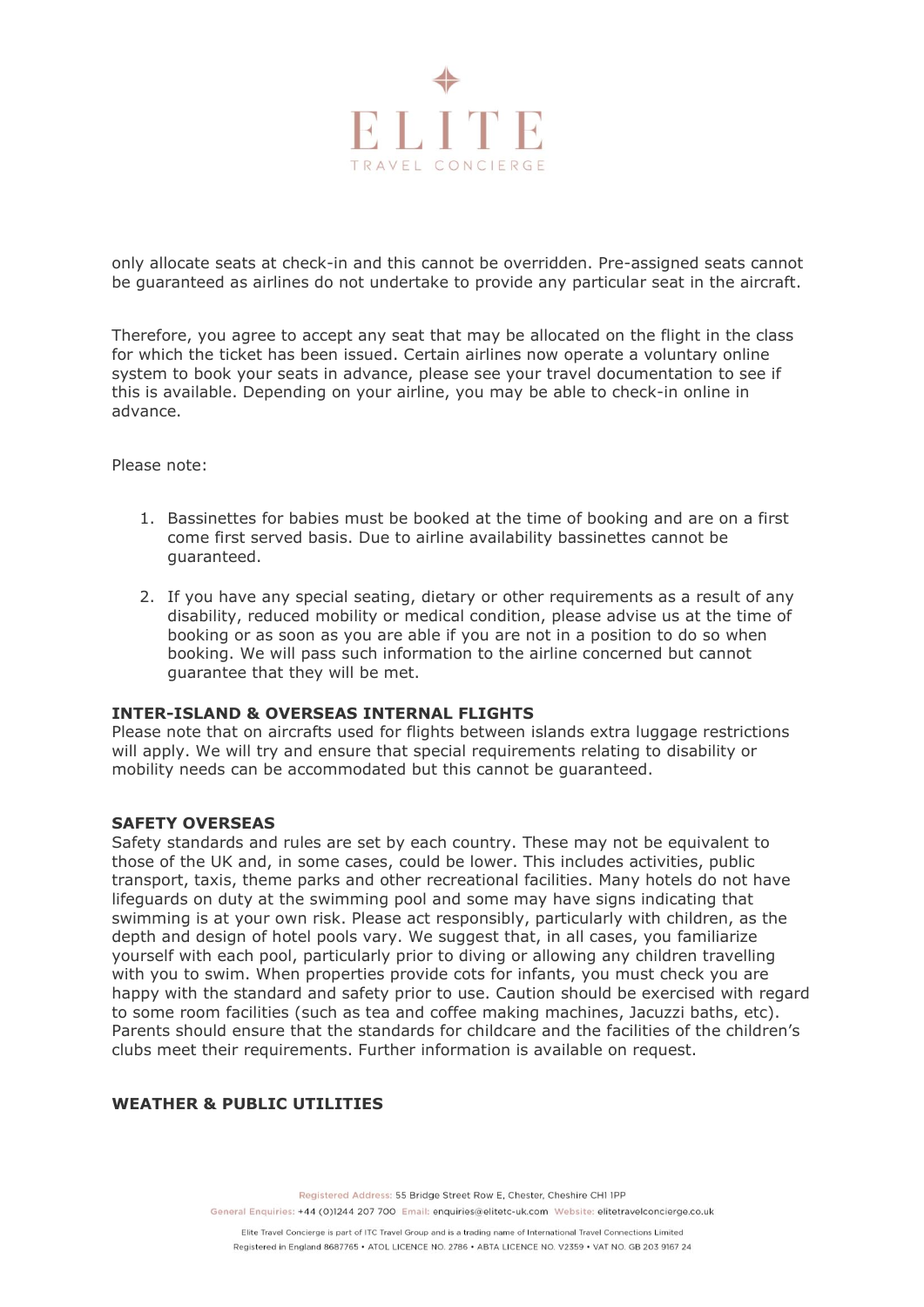only allocate seats at check-in and this cannot be overridden. Pre-assigned seats cannot be guaranteed as airlines do not undertake to provide any particular seat in the aircraft.

Therefore, you agree to accept any seat that may be allocated on the flight in the class for which the ticket has been issued. Certain airlines now operate a voluntary online system to book your seats in advance, please see your travel documentation to see if this is available. Depending on your airline, you may be able to check-in online in advance.

Please note:

1. Bassinettes for babies must be booked at the time of booking and are on a first come first served basis. Due to airline availability bassinettes cannot be guaranteed.

2. If you have any special seating, dietary or other requirements as a result of any disability, reduced mobility or medical condition, please advise us at the time of booking or as soon as you are able if you are not in a position to do so when booking. We will pass such information to the airline concerned but cannot guarantee that they will be met.

**INTER-ISLAND & OVERSEAS INTERNAL FLIGHTS**

Please note that on aircrafts used for flights between islands extra luggage restrictions will apply. We will try and ensure that special requirements relating to disability or mobility needs can be accommodated but this cannot be guaranteed.

**SAFETY OVERSEAS**

Safety standards and rules are set by each country. These may not be equivalent to those of the UK and, in some cases, could be lower. This includes activities, public transport, taxis, theme parks and other recreational facilities. Many hotels do not have lifeguards on duty at the swimming pool and some may have signs indicating that swimming is at your own risk. Please act responsibly, particularly with children, as the depth and design of hotel pools vary. We suggest that, in all cases, you familiarize yourself with each pool, particularly prior to diving or allowing any children travelling with you to swim. When properties provide cots for infants, you must check you are happy with the standard and safety prior to use. Caution should be exercised with regard to some room facilities (such as tea and coffee making machines, Jacuzzi baths, etc). Parents should ensure that the standards for childcare and the facilities of the children's clubs meet their requirements. Further information is available on request.

**WEATHER & PUBLIC UTILITIES**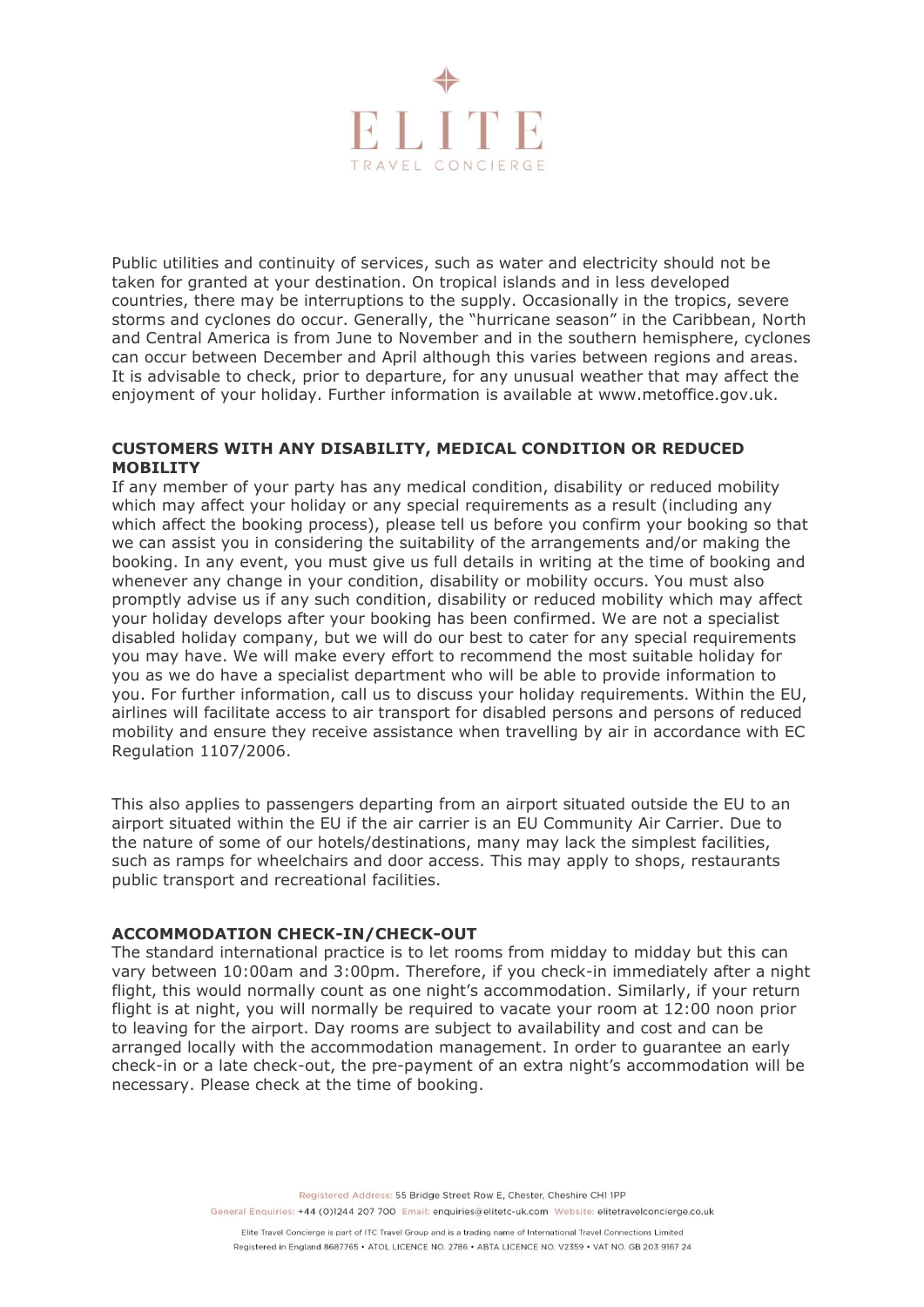Public utilities and continuity of services, such as water and electricity should not be taken for granted at your destination. On tropical islands and in less developed countries, there may be interruptions to the supply. Occasionally in the tropics, severe storms and cyclones do occur. Generally, the "hurricane season" in the Caribbean, North and Central America is from June to November and in the southern hemisphere, cyclones can occur between December and April although this varies between regions and areas. It is advisable to check, prior to departure, for any unusual weather that may affect the enjoyment of your holiday. Further information is available at www.metoffice.gov.uk.

**CUSTOMERS WITH ANY DISABILITY, MEDICAL CONDITION OR REDUCED MOBILITY**

If any member of your party has any medical condition, disability or reduced mobility which may affect your holiday or any special requirements as a result (including any which affect the booking process), please tell us before you confirm your booking so that we can assist you in considering the suitability of the arrangements and/or making the booking. In any event, you must give us full details in writing at the time of booking and whenever any change in your condition, disability or mobility occurs. You must also promptly advise us if any such condition, disability or reduced mobility which may affect your holiday develops after your booking has been confirmed. We are not a specialist disabled holiday company, but we will do our best to cater for any special requirements you may have. We will make every effort to recommend the most suitable holiday for you as we do have a specialist department who will be able to provide information to you. For further information, call us to discuss your holiday requirements. Within the EU, airlines will facilitate access to air transport for disabled persons and persons of reduced mobility and ensure they receive assistance when travelling by air in accordance with EC Regulation 1107/2006.

This also applies to passengers departing from an airport situated outside the EU to an airport situated within the EU if the air carrier is an EU Community Air Carrier. Due to the nature of some of our hotels/destinations, many may lack the simplest facilities, such as ramps for wheelchairs and door access. This may apply to shops, restaurants public transport and recreational facilities.

**ACCOMMODATION CHECK-IN/CHECK-OUT**

The standard international practice is to let rooms from midday to midday but this can vary between 10:00am and 3:00pm. Therefore, if you check-in immediately after a night flight, this would normally count as one night's accommodation. Similarly, if your return flight is at night, you will normally be required to vacate your room at 12:00 noon prior to leaving for the airport. Day rooms are subject to availability and cost and can be arranged locally with the accommodation management. In order to guarantee an early check-in or a late check-out, the pre-payment of an extra night's accommodation will be necessary. Please check at the time of booking.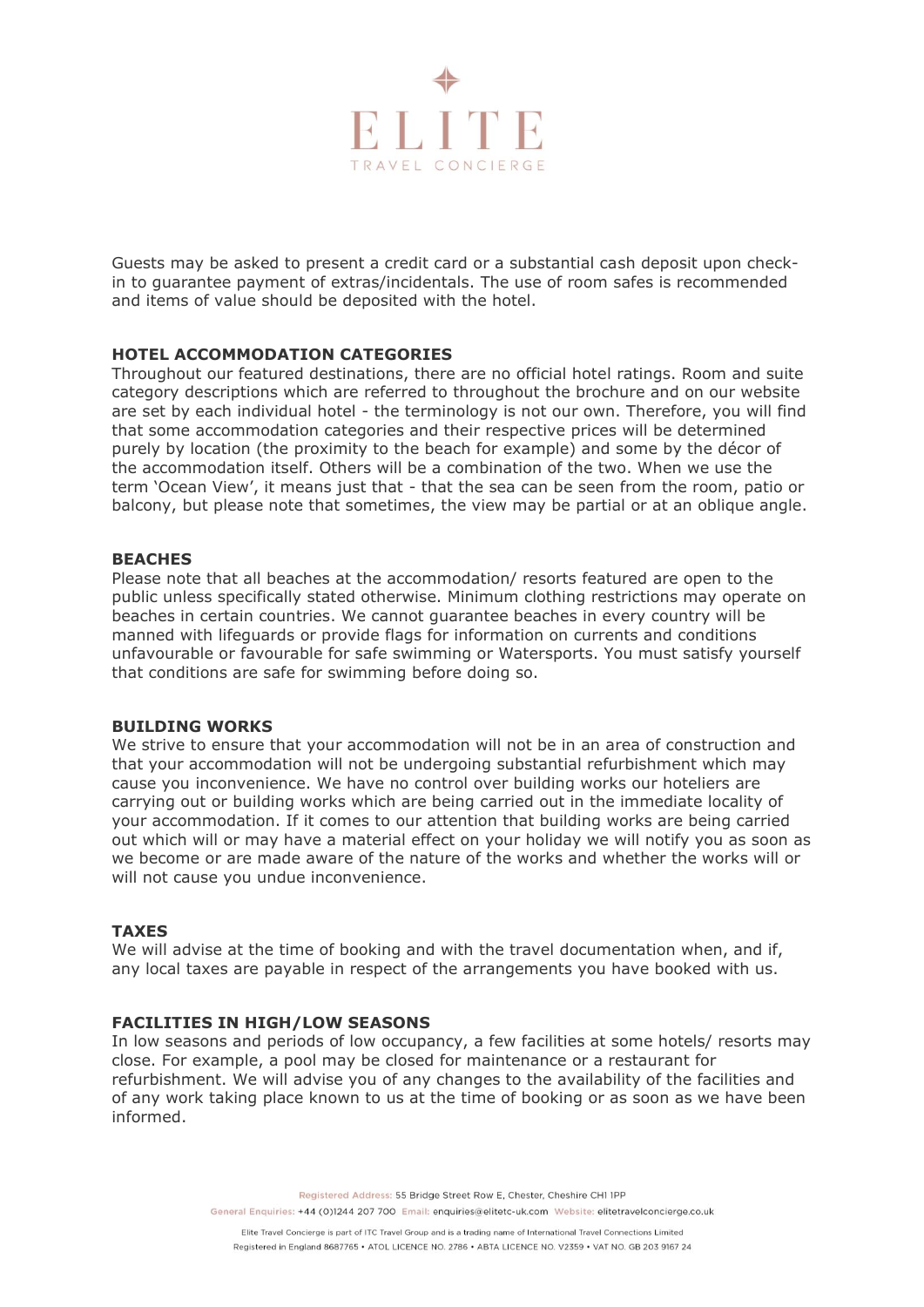Guests may be asked to present a credit card or a substantial cash deposit upon check-in to guarantee payment of extras/incidentals. The use of room safes is recommended and items of value should be deposited with the hotel.

## HOTEL ACCOMMODATION CATEGORIES

Throughout our featured destinations, there are no official hotel ratings. Room and suite category descriptions which are referred to throughout the brochure and on our website are set by each individual hotel - the terminology is not our own. Therefore, you will find that some accommodation categories and their respective prices will be determined purely by location (the proximity to the beach for example) and some by the décor of the accommodation itself. Others will be a combination of the two. When we use the term 'Ocean View', it means just that - that the sea can be seen from the room, patio or balcony, but please note that sometimes, the view may be partial or at an oblique angle.

## BEACHES

Please note that all beaches at the accommodation/ resorts featured are open to the public unless specifically stated otherwise. Minimum clothing restrictions may operate on beaches in certain countries. We cannot guarantee beaches in every country will be manned with lifeguards or provide flags for information on currents and conditions unfavourable or favourable for safe swimming or Watersports. You must satisfy yourself that conditions are safe for swimming before doing so.

## BUILDING WORKS

We strive to ensure that your accommodation will not be in an area of construction and that your accommodation will not be undergoing substantial refurbishment which may cause you inconvenience. We have no control over building works our hoteliers are carrying out or building works which are being carried out in the immediate locality of your accommodation. If it comes to our attention that building works are being carried out which will or may have a material effect on your holiday we will notify you as soon as we become or are made aware of the nature of the works and whether the works will or will not cause you undue inconvenience.

## TAXES

We will advise at the time of booking and with the travel documentation when, and if, any local taxes are payable in respect of the arrangements you have booked with us.

## FACILITIES IN HIGH/LOW SEASONS

In low seasons and periods of low occupancy, a few facilities at some hotels/ resorts may close. For example, a pool may be closed for maintenance or a restaurant for refurbishment. We will advise you of any changes to the availability of the facilities and of any work taking place known to us at the time of booking or as soon as we have been informed.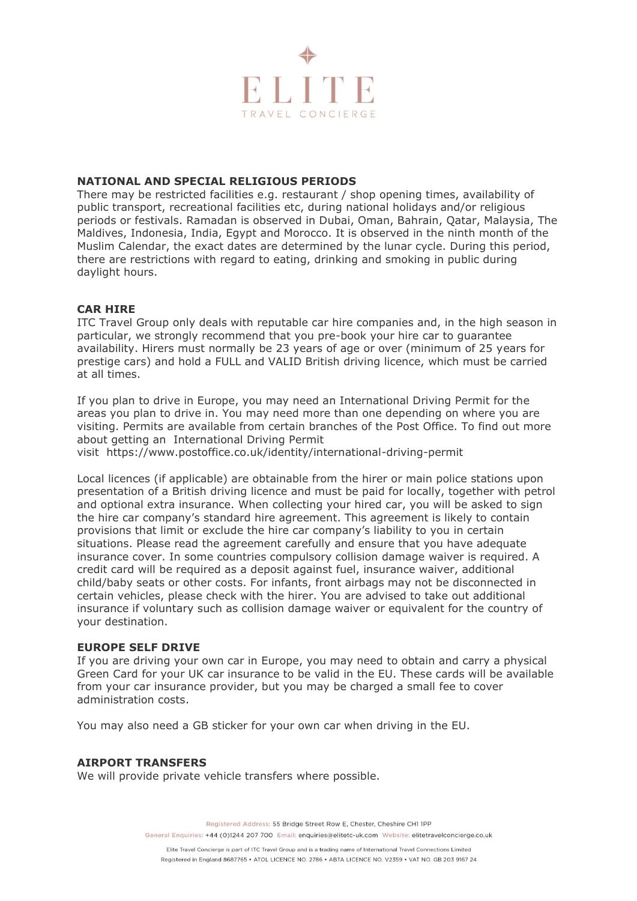## NATIONAL AND SPECIAL RELIGIOUS PERIODS

There may be restricted facilities e.g. restaurant / shop opening times, availability of public transport, recreational facilities etc, during national holidays and/or religious periods or festivals. Ramadan is observed in Dubai, Oman, Bahrain, Qatar, Malaysia, The Maldives, Indonesia, India, Egypt and Morocco. It is observed in the ninth month of the Muslim Calendar, the exact dates are determined by the lunar cycle. During this period, there are restrictions with regard to eating, drinking and smoking in public during daylight hours.

## CAR HIRE

ITC Travel Group only deals with reputable car hire companies and, in the high season in particular, we strongly recommend that you pre-book your hire car to guarantee availability. Hirers must normally be 23 years of age or over (minimum of 25 years for prestige cars) and hold a FULL and VALID British driving licence, which must be carried at all times.

If you plan to drive in Europe, you may need an International Driving Permit for the areas you plan to drive in. You may need more than one depending on where you are visiting. Permits are available from certain branches of the Post Office. To find out more about getting an International Driving Permit visit https://www.postoffice.co.uk/identity/international-driving-permit

Local licences (if applicable) are obtainable from the hirer or main police stations upon presentation of a British driving licence and must be paid for locally, together with petrol and optional extra insurance. When collecting your hired car, you will be asked to sign the hire car company's standard hire agreement. This agreement is likely to contain provisions that limit or exclude the hire car company's liability to you in certain situations. Please read the agreement carefully and ensure that you have adequate insurance cover. In some countries compulsory collision damage waiver is required. A credit card will be required as a deposit against fuel, insurance waiver, additional child/baby seats or other costs. For infants, front airbags may not be disconnected in certain vehicles, please check with the hirer. You are advised to take out additional insurance if voluntary such as collision damage waiver or equivalent for the country of your destination.

## EUROPE SELF DRIVE

If you are driving your own car in Europe, you may need to obtain and carry a physical Green Card for your UK car insurance to be valid in the EU. These cards will be available from your car insurance provider, but you may be charged a small fee to cover administration costs.

You may also need a GB sticker for your own car when driving in the EU.

## AIRPORT TRANSFERS

We will provide private vehicle transfers where possible.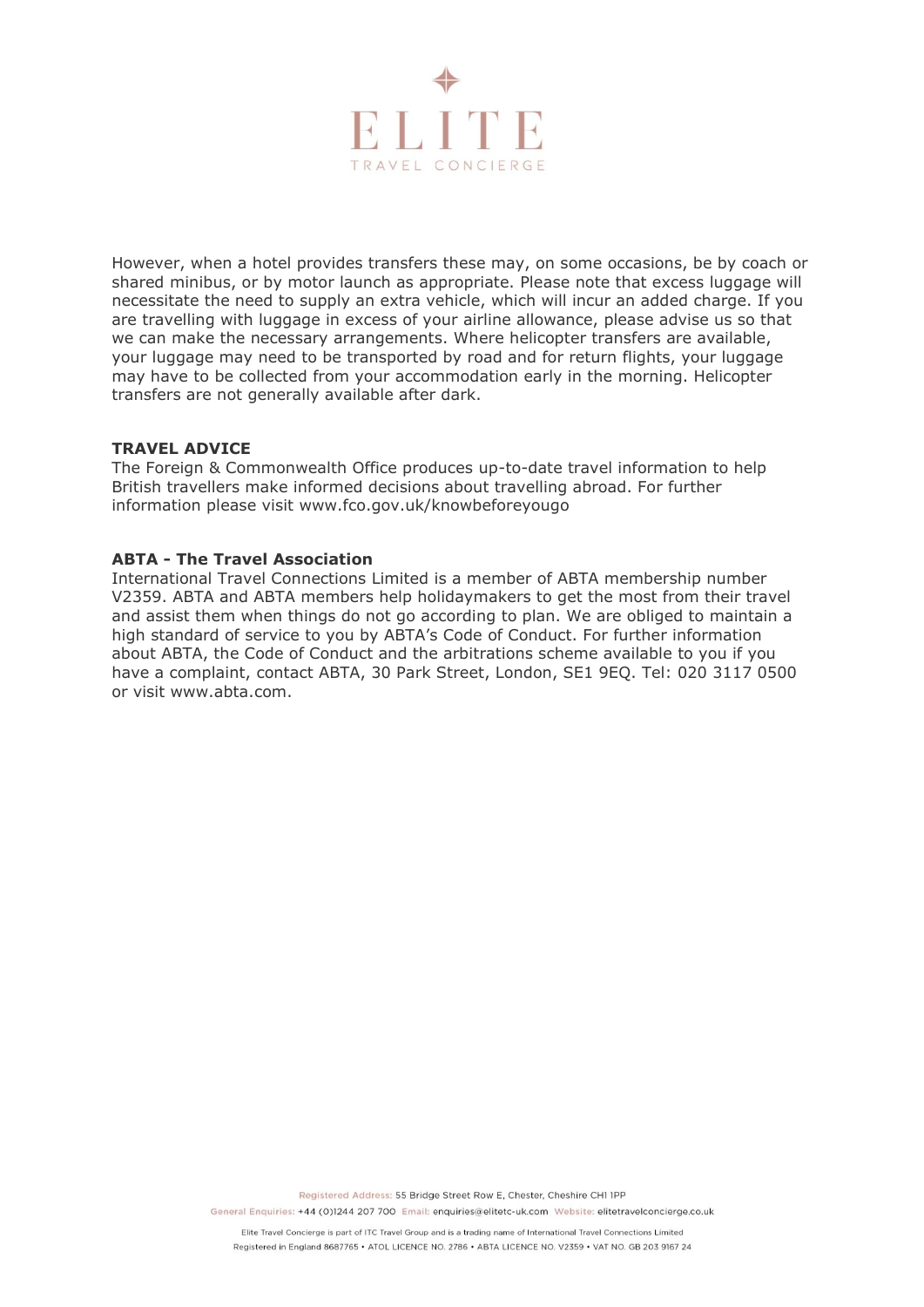However, when a hotel provides transfers these may, on some occasions, be by coach or shared minibus, or by motor launch as appropriate. Please note that excess luggage will necessitate the need to supply an extra vehicle, which will incur an added charge. If you are travelling with luggage in excess of your airline allowance, please advise us so that we can make the necessary arrangements. Where helicopter transfers are available, your luggage may need to be transported by road and for return flights, your luggage may have to be collected from your accommodation early in the morning. Helicopter transfers are not generally available after dark.

**TRAVEL ADVICE**

The Foreign & Commonwealth Office produces up-to-date travel information to help British travellers make informed decisions about travelling abroad. For further information please visit www.fco.gov.uk/knowbeforeyougo

**ABTA - The Travel Association**

International Travel Connections Limited is a member of ABTA membership number V2359. ABTA and ABTA members help holidaymakers to get the most from their travel and assist them when things do not go according to plan. We are obliged to maintain a high standard of service to you by ABTA's Code of Conduct. For further information about ABTA, the Code of Conduct and the arbitrations scheme available to you if you have a complaint, contact ABTA, 30 Park Street, London, SE1 9EQ. Tel: 020 3117 0500 or visit www.abta.com.